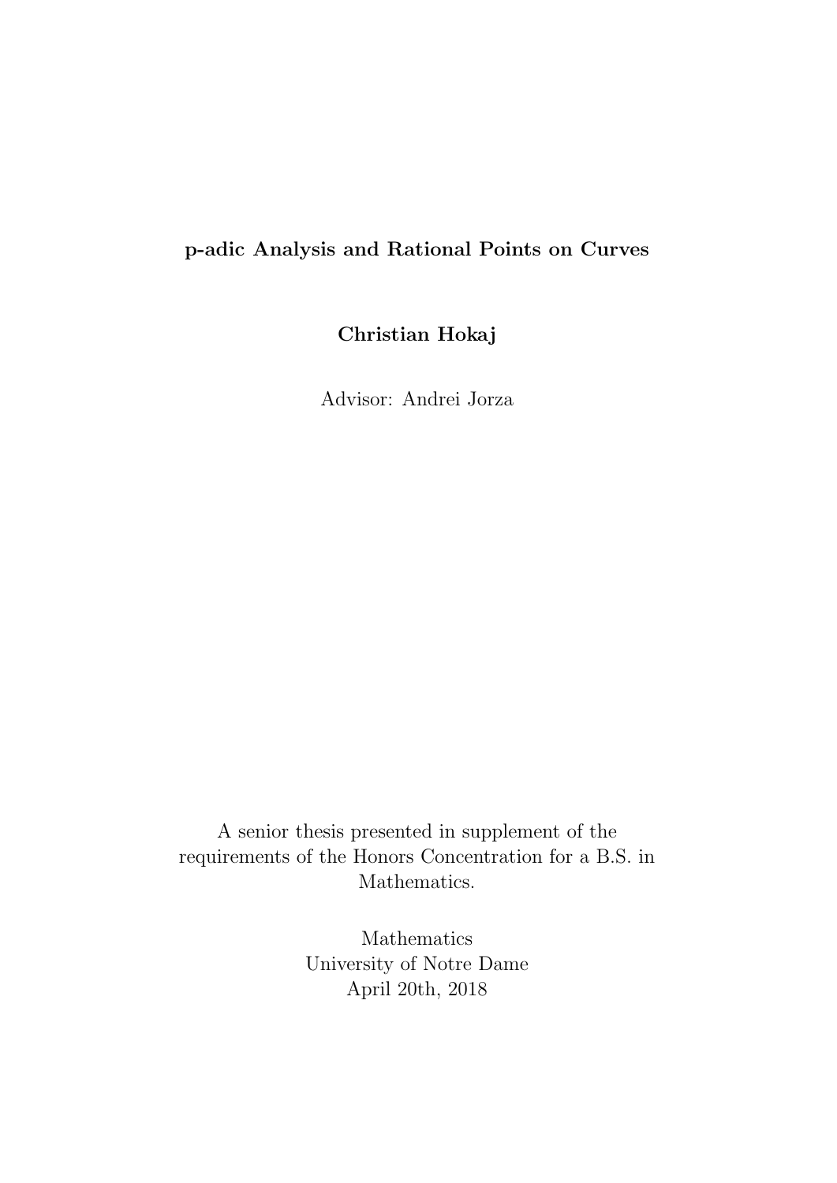**p-adic Analysis and Rational Points on Curves**

**Christian Hokaj**

Advisor: Andrei Jorza

A senior thesis presented in supplement of the requirements of the Honors Concentration for a B.S. in Mathematics.

Mathematics
University of Notre Dame
April 20th, 2018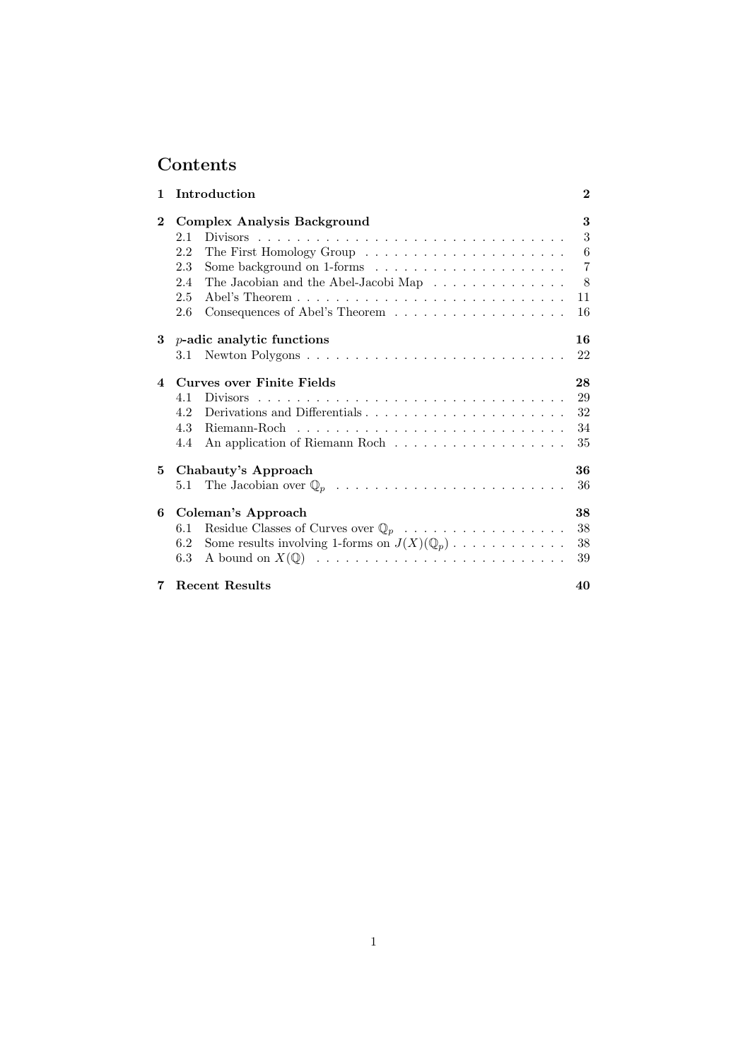# Contents

| | | |
|---|---|---|
| **1** | **Introduction** | **2** |
| **2** | **Complex Analysis Background** | **3** |
| | 2.1 Divisors | 3 |
| | 2.2 The First Homology Group | 6 |
| | 2.3 Some background on 1-forms | 7 |
| | 2.4 The Jacobian and the Abel-Jacobi Map | 8 |
| | 2.5 Abel's Theorem | 11 |
| | 2.6 Consequences of Abel's Theorem | 16 |
| **3** | **$p$-adic analytic functions** | **16** |
| | 3.1 Newton Polygons | 22 |
| **4** | **Curves over Finite Fields** | **28** |
| | 4.1 Divisors | 29 |
| | 4.2 Derivations and Differentials | 32 |
| | 4.3 Riemann-Roch | 34 |
| | 4.4 An application of Riemann Roch | 35 |
| **5** | **Chabauty's Approach** | **36** |
| | 5.1 The Jacobian over $\mathbb{Q}_p$ | 36 |
| **6** | **Coleman's Approach** | **38** |
| | 6.1 Residue Classes of Curves over $\mathbb{Q}_p$ | 38 |
| | 6.2 Some results involving 1-forms on $J(X)(\mathbb{Q}_p)$ | 38 |
| | 6.3 A bound on $X(\mathbb{Q})$ | 39 |
| **7** | **Recent Results** | **40** |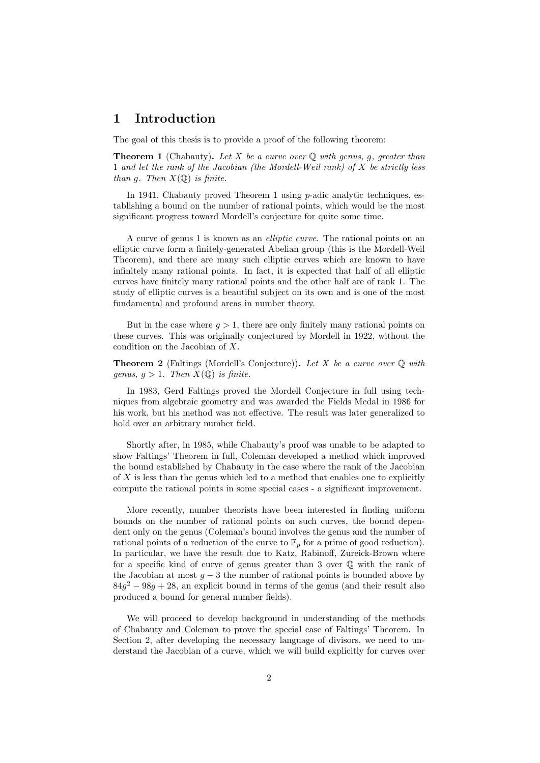# 1 Introduction

The goal of this thesis is to provide a proof of the following theorem:

**Theorem 1** (Chabauty)**.** *Let $X$ be a curve over $\mathbb{Q}$ with genus, $g$, greater than 1 and let the rank of the Jacobian (the Mordell-Weil rank) of $X$ be strictly less than $g$. Then $X(\mathbb{Q})$ is finite.*

In 1941, Chabauty proved Theorem 1 using $p$-adic analytic techniques, establishing a bound on the number of rational points, which would be the most significant progress toward Mordell's conjecture for quite some time.

A curve of genus 1 is known as an *elliptic curve*. The rational points on an elliptic curve form a finitely-generated Abelian group (this is the Mordell-Weil Theorem), and there are many such elliptic curves which are known to have infinitely many rational points. In fact, it is expected that half of all elliptic curves have finitely many rational points and the other half are of rank 1. The study of elliptic curves is a beautiful subject on its own and is one of the most fundamental and profound areas in number theory.

But in the case where $g > 1$, there are only finitely many rational points on these curves. This was originally conjectured by Mordell in 1922, without the condition on the Jacobian of $X$.

**Theorem 2** (Faltings (Mordell's Conjecture))**.** *Let $X$ be a curve over $\mathbb{Q}$ with genus, $g > 1$. Then $X(\mathbb{Q})$ is finite.*

In 1983, Gerd Faltings proved the Mordell Conjecture in full using techniques from algebraic geometry and was awarded the Fields Medal in 1986 for his work, but his method was not effective. The result was later generalized to hold over an arbitrary number field.

Shortly after, in 1985, while Chabauty's proof was unable to be adapted to show Faltings' Theorem in full, Coleman developed a method which improved the bound established by Chabauty in the case where the rank of the Jacobian of $X$ is less than the genus which led to a method that enables one to explicitly compute the rational points in some special cases - a significant improvement.

More recently, number theorists have been interested in finding uniform bounds on the number of rational points on such curves, the bound dependent only on the genus (Coleman's bound involves the genus and the number of rational points of a reduction of the curve to $\mathbb{F}_p$ for a prime of good reduction). In particular, we have the result due to Katz, Rabinoff, Zureick-Brown where for a specific kind of curve of genus greater than 3 over $\mathbb{Q}$ with the rank of the Jacobian at most $g - 3$ the number of rational points is bounded above by $84g^2 - 98g + 28$, an explicit bound in terms of the genus (and their result also produced a bound for general number fields).

We will proceed to develop background in understanding of the methods of Chabauty and Coleman to prove the special case of Faltings' Theorem. In Section 2, after developing the necessary language of divisors, we need to understand the Jacobian of a curve, which we will build explicitly for curves over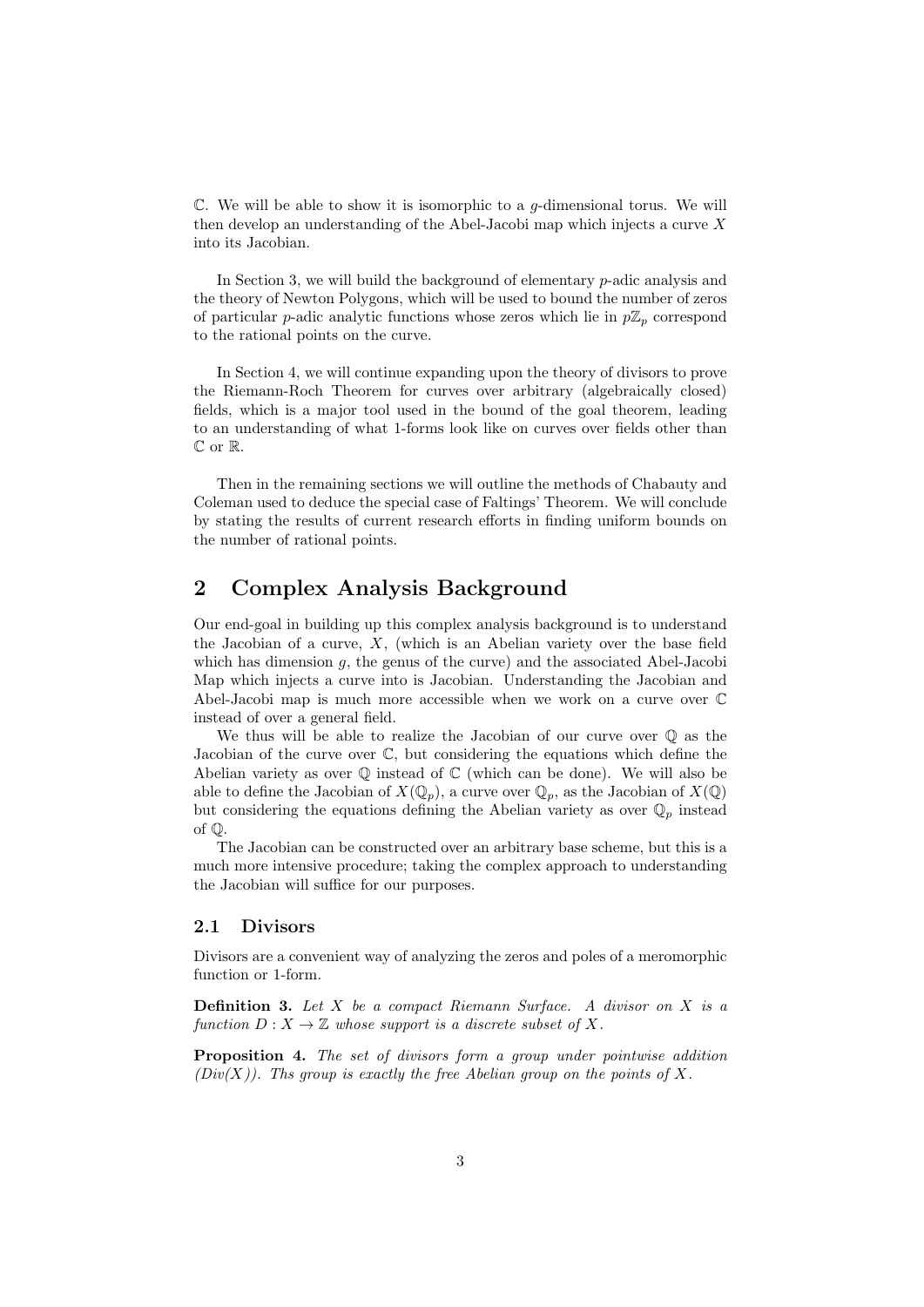$\mathbb{C}$. We will be able to show it is isomorphic to a $g$-dimensional torus. We will then develop an understanding of the Abel-Jacobi map which injects a curve $X$ into its Jacobian.

In Section 3, we will build the background of elementary $p$-adic analysis and the theory of Newton Polygons, which will be used to bound the number of zeros of particular $p$-adic analytic functions whose zeros which lie in $p\mathbb{Z}_p$ correspond to the rational points on the curve.

In Section 4, we will continue expanding upon the theory of divisors to prove the Riemann-Roch Theorem for curves over arbitrary (algebraically closed) fields, which is a major tool used in the bound of the goal theorem, leading to an understanding of what 1-forms look like on curves over fields other than $\mathbb{C}$ or $\mathbb{R}$.

Then in the remaining sections we will outline the methods of Chabauty and Coleman used to deduce the special case of Faltings' Theorem. We will conclude by stating the results of current research efforts in finding uniform bounds on the number of rational points.

## 2 Complex Analysis Background

Our end-goal in building up this complex analysis background is to understand the Jacobian of a curve, $X$, (which is an Abelian variety over the base field which has dimension $g$, the genus of the curve) and the associated Abel-Jacobi Map which injects a curve into is Jacobian. Understanding the Jacobian and Abel-Jacobi map is much more accessible when we work on a curve over $\mathbb{C}$ instead of over a general field.

We thus will be able to realize the Jacobian of our curve over $\mathbb{Q}$ as the Jacobian of the curve over $\mathbb{C}$, but considering the equations which define the Abelian variety as over $\mathbb{Q}$ instead of $\mathbb{C}$ (which can be done). We will also be able to define the Jacobian of $X(\mathbb{Q}_p)$, a curve over $\mathbb{Q}_p$, as the Jacobian of $X(\mathbb{Q})$ but considering the equations defining the Abelian variety as over $\mathbb{Q}_p$ instead of $\mathbb{Q}$.

The Jacobian can be constructed over an arbitrary base scheme, but this is a much more intensive procedure; taking the complex approach to understanding the Jacobian will suffice for our purposes.

### 2.1 Divisors

Divisors are a convenient way of analyzing the zeros and poles of a meromorphic function or 1-form.

**Definition 3.** *Let $X$ be a compact Riemann Surface. A divisor on $X$ is a function $D : X \to \mathbb{Z}$ whose support is a discrete subset of $X$.*

**Proposition 4.** *The set of divisors form a group under pointwise addition ($Div(X)$). Ths group is exactly the free Abelian group on the points of $X$.*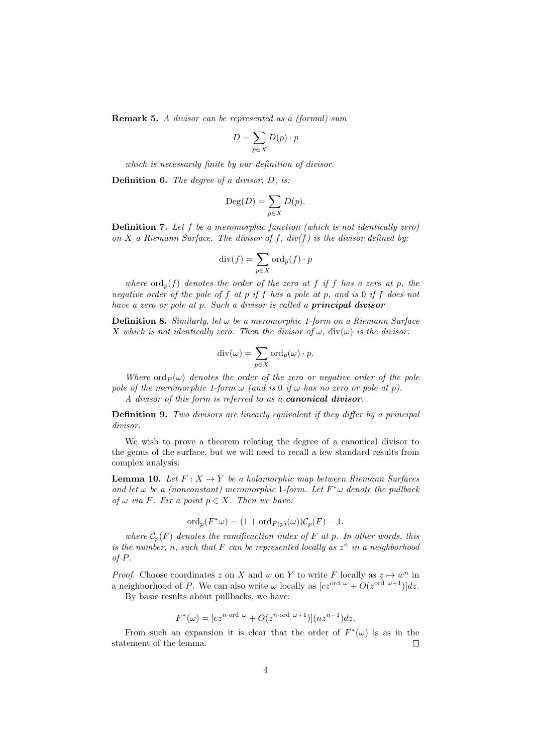**Remark 5.** *A divisor can be represented as a (formal) sum*

$$D = \sum_{p \in X} D(p) \cdot p$$

*which is necessarily finite by our definition of divisor.*

**Definition 6.** *The degree of a divisor, $D$, is:*

$$\mathrm{Deg}(D) = \sum_{p \in X} D(p).$$

**Definition 7.** *Let $f$ be a meromorphic function (which is not identically zero) on $X$ a Riemann Surface. The divisor of $f$, div($f$) is the divisor defined by:*

$$\mathrm{div}(f) = \sum_{p \in X} \mathrm{ord}_p(f) \cdot p$$

*where $\mathrm{ord}_p(f)$ denotes the order of the zero at $f$ if $f$ has a zero at $p$, the negative order of the pole of $f$ at $p$ if $f$ has a pole at $p$, and is 0 if $f$ does not have a zero or pole at $p$. Such a divisor is called a **principal divisor***

**Definition 8.** *Similarly, let $\omega$ be a meromorphic 1-form on a Riemann Surface $X$ which is not identically zero. Then the divisor of $\omega$, $\mathrm{div}(\omega)$ is the divisor:*

$$\mathrm{div}(\omega) = \sum_{p \in X} \mathrm{ord}_p(\omega) \cdot p.$$

*Where $\mathrm{ord}_P(\omega)$ denotes the order of the zero or negative order of the pole pole of the meromorphic 1-form $\omega$ (and is 0 if $\omega$ has no zero or pole at $p$).*

*A divisor of this form is referred to as a **canonical divisor**.*

**Definition 9.** *Two divisors are linearly equivalent if they differ by a principal divisor.*

We wish to prove a theorem relating the degree of a canonical divisor to the genus of the surface, but we will need to recall a few standard results from complex analysis:

**Lemma 10.** *Let $F : X \to Y$ be a holomorphic map between Riemann Surfaces and let $\omega$ be a (nonconstant) meromorphic 1-form. Let $F^*\omega$ denote the pullback of $\omega$ via $F$. Fix a point $p \in X$. Then we have:*

$$\mathrm{ord}_p(F^*\omega) = (1 + \mathrm{ord}_{F(p)}(\omega))\mathcal{C}_p(F) - 1.$$

*where $\mathcal{C}_p(F)$ denotes the ramificaction index of $F$ at $p$. In other words, this is the number, $n$, such that $F$ can be represented locally as $z^n$ in a neighborhood of $P$.*

*Proof.* Choose coordinates $z$ on $X$ and $w$ on $Y$ to write $F$ locally as $z \mapsto w^n$ in a neighborhood of $P$. We can also write $\omega$ locally as $[cz^{\mathrm{ord}\ \omega} + O(z^{\mathrm{ord}\ \omega+1})]dz$.

By basic results about pullbacks, we have:

$$F^*(\omega) = [cz^{n \cdot \mathrm{ord}\ \omega} + O(z^{n \cdot \mathrm{ord}\ \omega+1})](nz^{n-1})dz.$$

From such an expansion it is clear that the order of $F^*(\omega)$ is as in the statement of the lemma. $\square$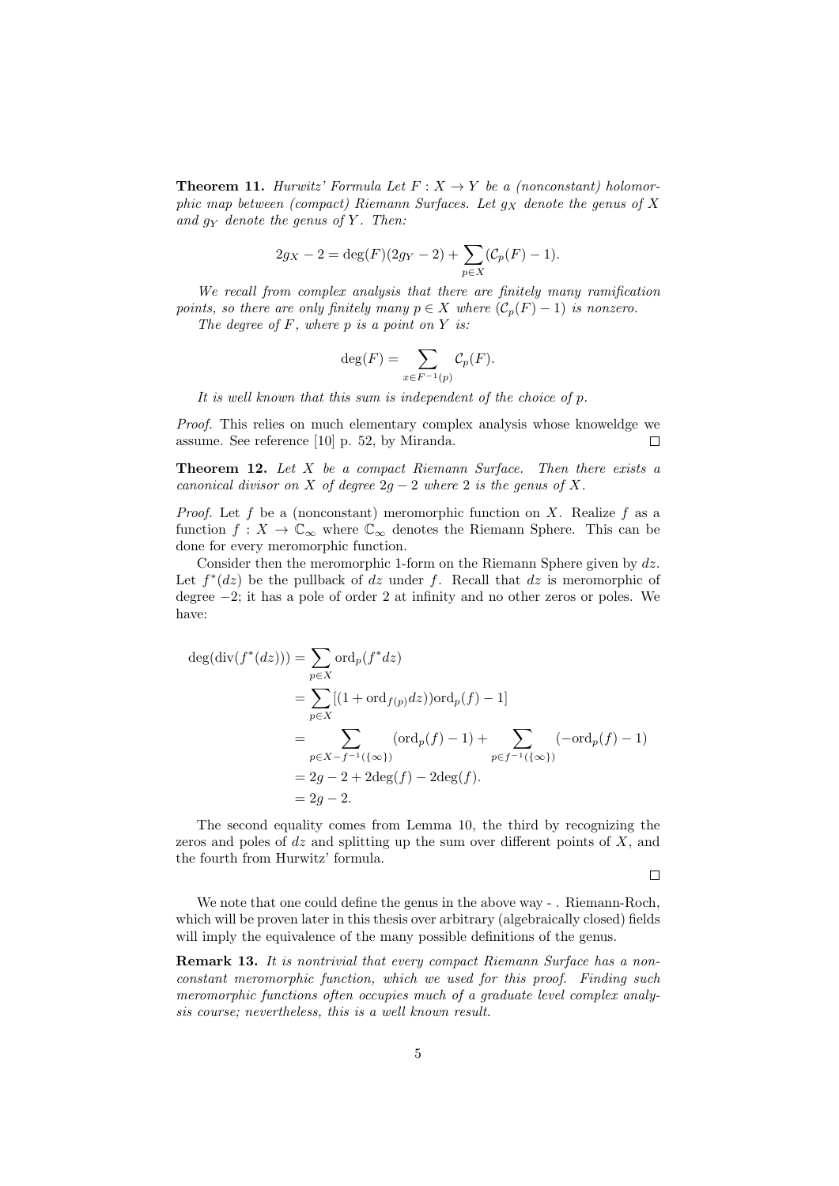**Theorem 11.** *Hurwitz' Formula Let $F : X \to Y$ be a (nonconstant) holomorphic map between (compact) Riemann Surfaces. Let $g_X$ denote the genus of $X$ and $g_Y$ denote the genus of $Y$. Then:*

$$2g_X - 2 = \deg(F)(2g_Y - 2) + \sum_{p \in X} (\mathcal{C}_p(F) - 1).$$

*We recall from complex analysis that there are finitely many ramification points, so there are only finitely many $p \in X$ where $(\mathcal{C}_p(F) - 1)$ is nonzero.*

*The degree of $F$, where $p$ is a point on $Y$ is:*

$$\deg(F) = \sum_{x \in F^{-1}(p)} \mathcal{C}_p(F).$$

*It is well known that this sum is independent of the choice of $p$.*

*Proof.* This relies on much elementary complex analysis whose knoweldge we assume. See reference [10] p. 52, by Miranda. □

**Theorem 12.** *Let $X$ be a compact Riemann Surface. Then there exists a canonical divisor on $X$ of degree $2g - 2$ where 2 is the genus of $X$.*

*Proof.* Let $f$ be a (nonconstant) meromorphic function on $X$. Realize $f$ as a function $f : X \to \mathbb{C}_\infty$ where $\mathbb{C}_\infty$ denotes the Riemann Sphere. This can be done for every meromorphic function.

Consider then the meromorphic 1-form on the Riemann Sphere given by $dz$. Let $f^*(dz)$ be the pullback of $dz$ under $f$. Recall that $dz$ is meromorphic of degree $-2$; it has a pole of order 2 at infinity and no other zeros or poles. We have:

$$\begin{aligned}
\deg(\text{div}(f^*(dz))) &= \sum_{p \in X} \text{ord}_p(f^* dz) \\
&= \sum_{p \in X} [(1 + \text{ord}_{f(p)} dz)) \text{ord}_p(f) - 1] \\
&= \sum_{p \in X - f^{-1}(\{\infty\})} (\text{ord}_p(f) - 1) + \sum_{p \in f^{-1}(\{\infty\})} (-\text{ord}_p(f) - 1) \\
&= 2g - 2 + 2\deg(f) - 2\deg(f). \\
&= 2g - 2.
\end{aligned}$$

The second equality comes from Lemma 10, the third by recognizing the zeros and poles of $dz$ and splitting up the sum over different points of $X$, and the fourth from Hurwitz' formula.

□

We note that one could define the genus in the above way - . Riemann-Roch, which will be proven later in this thesis over arbitrary (algebraically closed) fields will imply the equivalence of the many possible definitions of the genus.

**Remark 13.** *It is nontrivial that every compact Riemann Surface has a nonconstant meromorphic function, which we used for this proof. Finding such meromorphic functions often occupies much of a graduate level complex analysis course; nevertheless, this is a well known result.*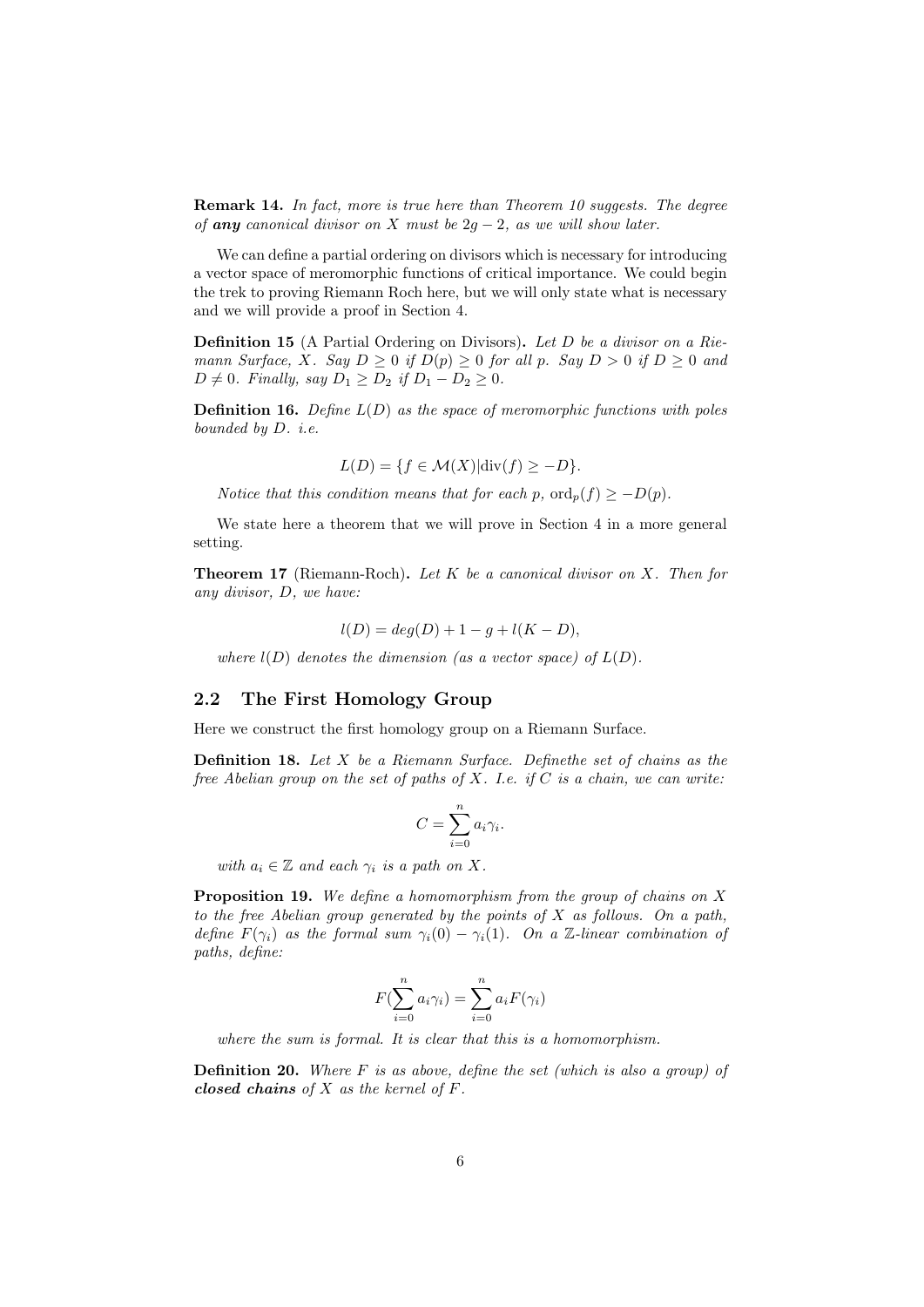**Remark 14.** *In fact, more is true here than Theorem 10 suggests. The degree of* ***any*** *canonical divisor on $X$ must be $2g-2$, as we will show later.*

We can define a partial ordering on divisors which is necessary for introducing a vector space of meromorphic functions of critical importance. We could begin the trek to proving Riemann Roch here, but we will only state what is necessary and we will provide a proof in Section 4.

**Definition 15** (A Partial Ordering on Divisors)**.** *Let $D$ be a divisor on a Riemann Surface, $X$. Say $D \geq 0$ if $D(p) \geq 0$ for all $p$. Say $D > 0$ if $D \geq 0$ and $D \neq 0$. Finally, say $D_1 \geq D_2$ if $D_1 - D_2 \geq 0$.*

**Definition 16.** *Define $L(D)$ as the space of meromorphic functions with poles bounded by $D$. i.e.*

$$L(D) = \{f \in \mathcal{M}(X) | \text{div}(f) \geq -D\}.$$

*Notice that this condition means that for each $p$, $\text{ord}_p(f) \geq -D(p)$.*

We state here a theorem that we will prove in Section 4 in a more general setting.

**Theorem 17** (Riemann-Roch)**.** *Let $K$ be a canonical divisor on $X$. Then for any divisor, $D$, we have:*

$$l(D) = deg(D) + 1 - g + l(K - D),$$

*where $l(D)$ denotes the dimension (as a vector space) of $L(D)$.*

## 2.2 The First Homology Group

Here we construct the first homology group on a Riemann Surface.

**Definition 18.** *Let $X$ be a Riemann Surface. Definethe set of chains as the free Abelian group on the set of paths of $X$. I.e. if $C$ is a chain, we can write:*

$$C = \sum_{i=0}^{n} a_i \gamma_i.$$

*with $a_i \in \mathbb{Z}$ and each $\gamma_i$ is a path on $X$.*

**Proposition 19.** *We define a homomorphism from the group of chains on $X$ to the free Abelian group generated by the points of $X$ as follows. On a path, define $F(\gamma_i)$ as the formal sum $\gamma_i(0) - \gamma_i(1)$. On a $\mathbb{Z}$-linear combination of paths, define:*

$$F(\sum_{i=0}^{n} a_i \gamma_i) = \sum_{i=0}^{n} a_i F(\gamma_i)$$

*where the sum is formal. It is clear that this is a homomorphism.*

**Definition 20.** *Where $F$ is as above, define the set (which is also a group) of* ***closed chains*** *of $X$ as the kernel of $F$.*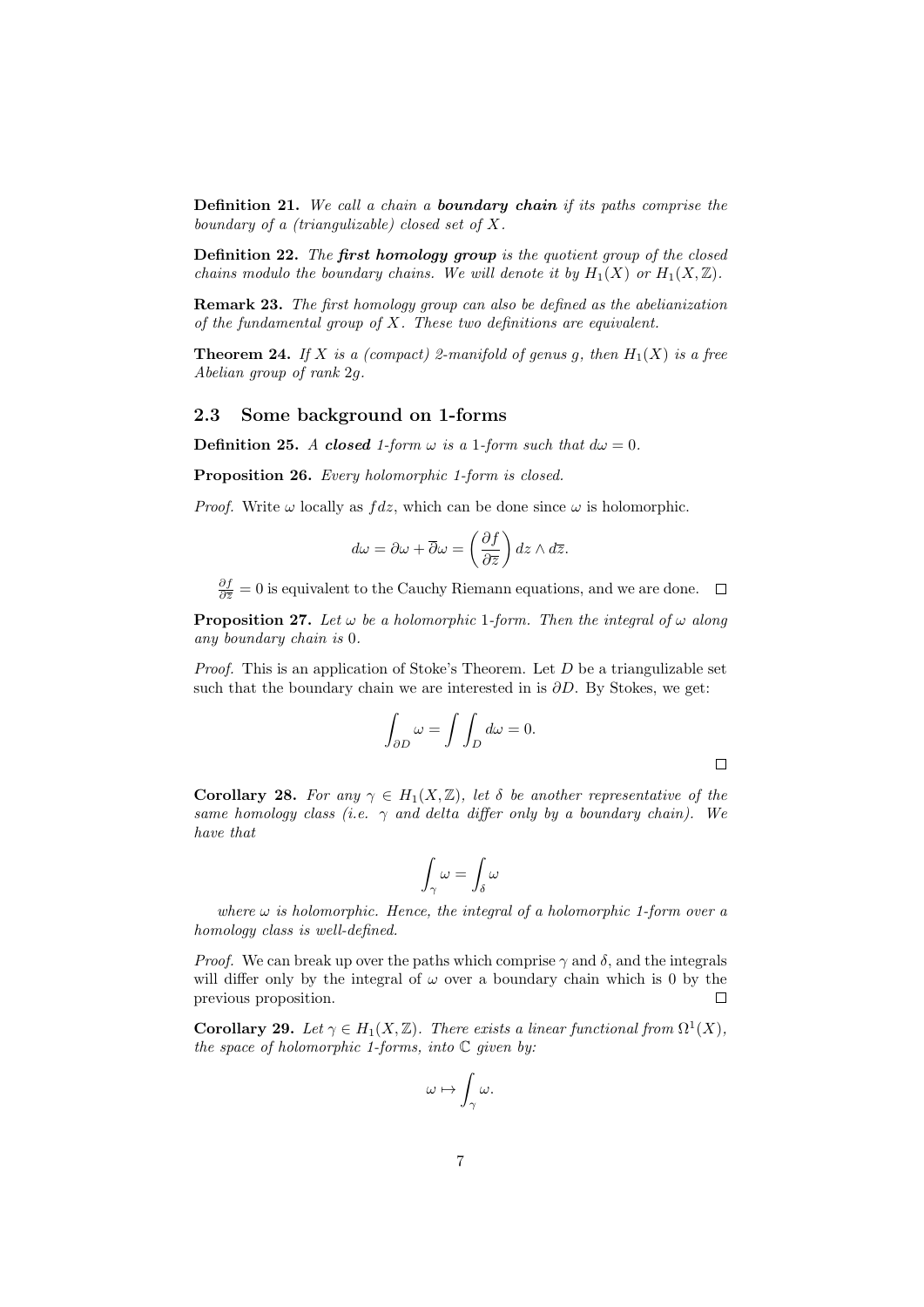**Definition 21.** *We call a chain a **boundary chain** if its paths comprise the boundary of a (triangulizable) closed set of $X$.*

**Definition 22.** *The **first homology group** is the quotient group of the closed chains modulo the boundary chains. We will denote it by $H_1(X)$ or $H_1(X, \mathbb{Z})$.*

**Remark 23.** *The first homology group can also be defined as the abelianization of the fundamental group of $X$. These two definitions are equivalent.*

**Theorem 24.** *If $X$ is a (compact) 2-manifold of genus $g$, then $H_1(X)$ is a free Abelian group of rank $2g$.*

## 2.3 Some background on 1-forms

**Definition 25.** *A **closed** 1-form $\omega$ is a 1-form such that $d\omega = 0$.*

**Proposition 26.** *Every holomorphic 1-form is closed.*

*Proof.* Write $\omega$ locally as $f dz$, which can be done since $\omega$ is holomorphic.

$$d\omega = \partial\omega + \overline{\partial}\omega = \left(\frac{\partial f}{\partial \overline{z}}\right) dz \wedge d\overline{z}.$$

$\frac{\partial f}{\partial \overline{z}} = 0$ is equivalent to the Cauchy Riemann equations, and we are done. $\square$

**Proposition 27.** *Let $\omega$ be a holomorphic 1-form. Then the integral of $\omega$ along any boundary chain is 0.*

*Proof.* This is an application of Stoke's Theorem. Let $D$ be a triangulizable set such that the boundary chain we are interested in is $\partial D$. By Stokes, we get:

$$\int_{\partial D} \omega = \int \int_D d\omega = 0.$$

$\square$

**Corollary 28.** *For any $\gamma \in H_1(X, \mathbb{Z})$, let $\delta$ be another representative of the same homology class (i.e. $\gamma$ and delta differ only by a boundary chain). We have that*

$$\int_\gamma \omega = \int_\delta \omega$$

*where $\omega$ is holomorphic. Hence, the integral of a holomorphic 1-form over a homology class is well-defined.*

*Proof.* We can break up over the paths which comprise $\gamma$ and $\delta$, and the integrals will differ only by the integral of $\omega$ over a boundary chain which is 0 by the previous proposition. $\square$

**Corollary 29.** *Let $\gamma \in H_1(X, \mathbb{Z})$. There exists a linear functional from $\Omega^1(X)$, the space of holomorphic 1-forms, into $\mathbb{C}$ given by:*

$$\omega \mapsto \int_\gamma \omega.$$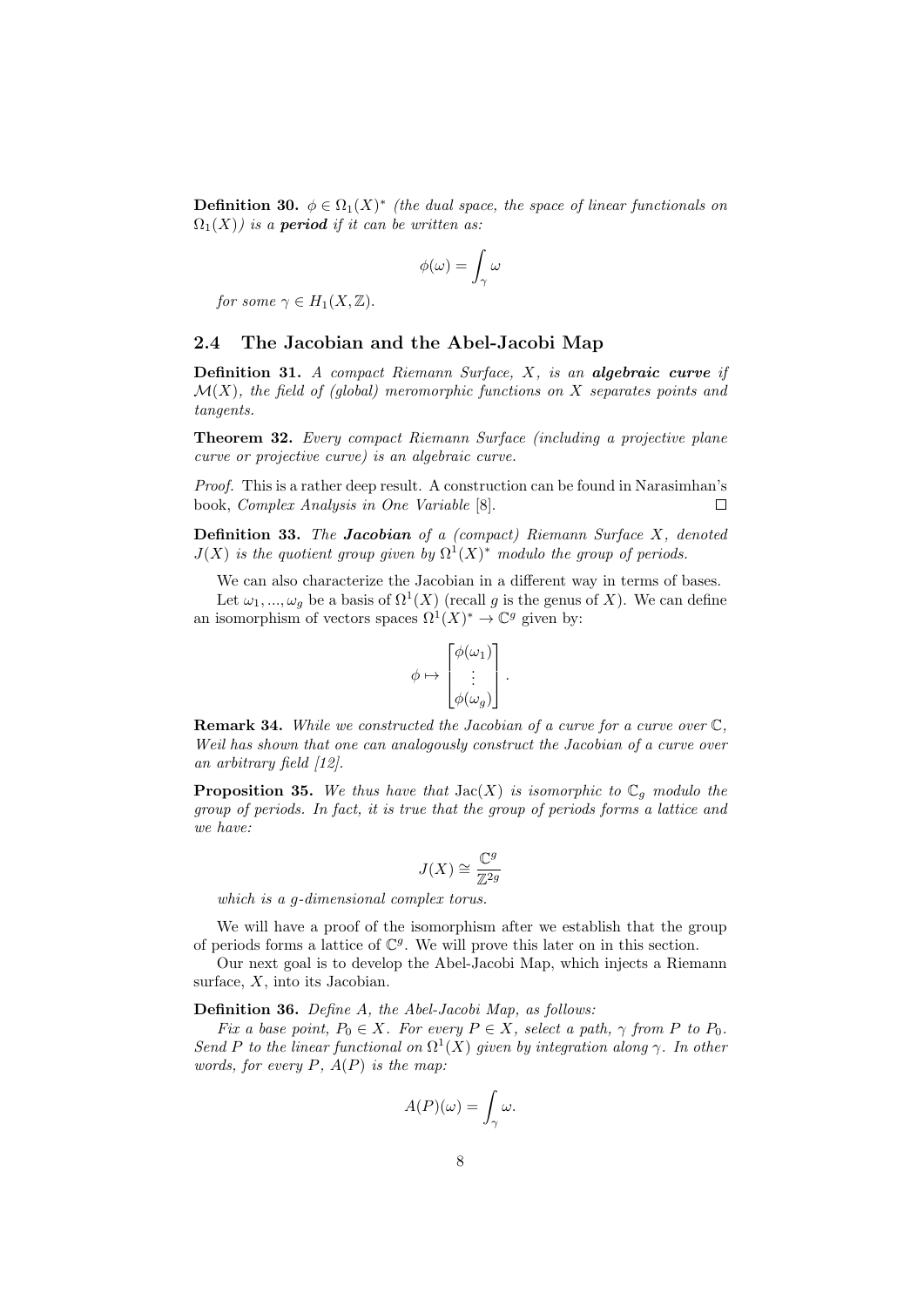**Definition 30.** *$\phi \in \Omega_1(X)^*$ (the dual space, the space of linear functionals on $\Omega_1(X)$) is a* ***period*** *if it can be written as:*

$$\phi(\omega) = \int_\gamma \omega$$

*for some $\gamma \in H_1(X, \mathbb{Z})$.*

### 2.4 The Jacobian and the Abel-Jacobi Map

**Definition 31.** *A compact Riemann Surface, $X$, is an* ***algebraic curve*** *if $\mathcal{M}(X)$, the field of (global) meromorphic functions on $X$ separates points and tangents.*

**Theorem 32.** *Every compact Riemann Surface (including a projective plane curve or projective curve) is an algebraic curve.*

*Proof.* This is a rather deep result. A construction can be found in Narasimhan's book, *Complex Analysis in One Variable* [8]. $\square$

**Definition 33.** *The* ***Jacobian*** *of a (compact) Riemann Surface $X$, denoted $J(X)$ is the quotient group given by $\Omega^1(X)^*$ modulo the group of periods.*

We can also characterize the Jacobian in a different way in terms of bases.

Let $\omega_1, ..., \omega_g$ be a basis of $\Omega^1(X)$ (recall $g$ is the genus of $X$). We can define an isomorphism of vectors spaces $\Omega^1(X)^* \to \mathbb{C}^g$ given by:

$$\phi \mapsto \begin{bmatrix} \phi(\omega_1) \\ \vdots \\ \phi(\omega_g) \end{bmatrix}.$$

**Remark 34.** *While we constructed the Jacobian of a curve for a curve over $\mathbb{C}$, Weil has shown that one can analogously construct the Jacobian of a curve over an arbitrary field [12].*

**Proposition 35.** *We thus have that $\mathrm{Jac}(X)$ is isomorphic to $\mathbb{C}_g$ modulo the group of periods. In fact, it is true that the group of periods forms a lattice and we have:*

$$J(X) \cong \frac{\mathbb{C}^g}{\mathbb{Z}^{2g}}$$

*which is a $g$-dimensional complex torus.*

We will have a proof of the isomorphism after we establish that the group of periods forms a lattice of $\mathbb{C}^g$. We will prove this later on in this section.

Our next goal is to develop the Abel-Jacobi Map, which injects a Riemann surface, $X$, into its Jacobian.

**Definition 36.** *Define $A$, the Abel-Jacobi Map, as follows:*

*Fix a base point, $P_0 \in X$. For every $P \in X$, select a path, $\gamma$ from $P$ to $P_0$. Send $P$ to the linear functional on $\Omega^1(X)$ given by integration along $\gamma$. In other words, for every $P$, $A(P)$ is the map:*

$$A(P)(\omega) = \int_\gamma \omega.$$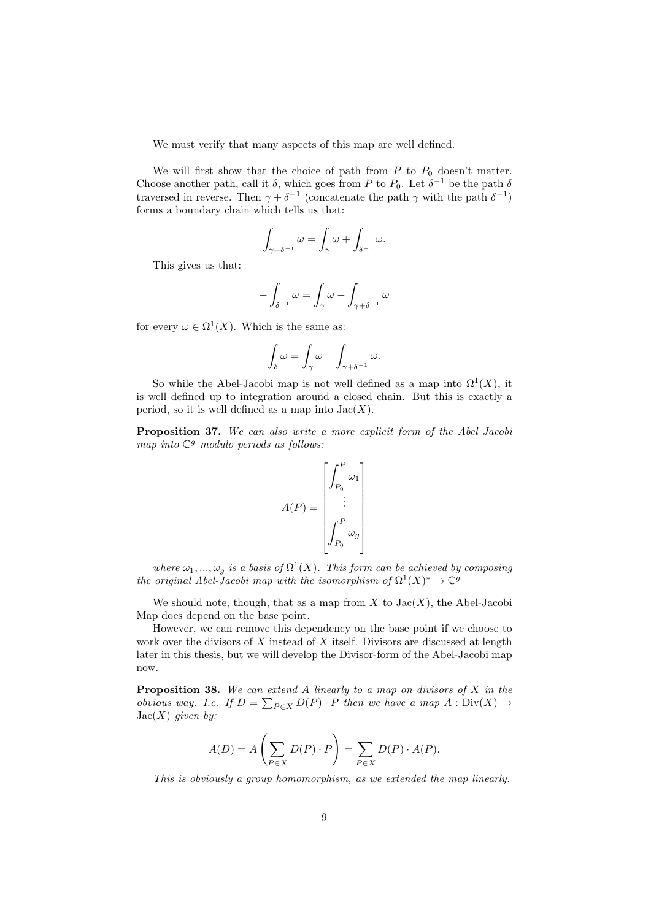We must verify that many aspects of this map are well defined.

We will first show that the choice of path from $P$ to $P_0$ doesn't matter. Choose another path, call it $\delta$, which goes from $P$ to $P_0$. Let $\delta^{-1}$ be the path $\delta$ traversed in reverse. Then $\gamma + \delta^{-1}$ (concatenate the path $\gamma$ with the path $\delta^{-1}$) forms a boundary chain which tells us that:

$$\int_{\gamma+\delta^{-1}} \omega = \int_{\gamma} \omega + \int_{\delta^{-1}} \omega.$$

This gives us that:

$$-\int_{\delta^{-1}} \omega = \int_{\gamma} \omega - \int_{\gamma+\delta^{-1}} \omega$$

for every $\omega \in \Omega^1(X)$. Which is the same as:

$$\int_{\delta} \omega = \int_{\gamma} \omega - \int_{\gamma+\delta^{-1}} \omega.$$

So while the Abel-Jacobi map is not well defined as a map into $\Omega^1(X)$, it is well defined up to integration around a closed chain. But this is exactly a period, so it is well defined as a map into $\mathrm{Jac}(X)$.

**Proposition 37.** *We can also write a more explicit form of the Abel Jacobi map into $\mathbb{C}^g$ modulo periods as follows:*

$$A(P) = \begin{bmatrix} \displaystyle\int_{P_0}^{P} \omega_1 \\ \vdots \\ \displaystyle\int_{P_0}^{P} \omega_g \end{bmatrix}$$

*where $\omega_1, ..., \omega_g$ is a basis of $\Omega^1(X)$. This form can be achieved by composing the original Abel-Jacobi map with the isomorphism of $\Omega^1(X)^* \to \mathbb{C}^g$*

We should note, though, that as a map from $X$ to $\mathrm{Jac}(X)$, the Abel-Jacobi Map does depend on the base point.

However, we can remove this dependency on the base point if we choose to work over the divisors of $X$ instead of $X$ itself. Divisors are discussed at length later in this thesis, but we will develop the Divisor-form of the Abel-Jacobi map now.

**Proposition 38.** *We can extend $A$ linearly to a map on divisors of $X$ in the obvious way. I.e. If $D = \sum_{P \in X} D(P) \cdot P$ then we have a map $A : \mathrm{Div}(X) \to \mathrm{Jac}(X)$ given by:*

$$A(D) = A\left(\sum_{P \in X} D(P) \cdot P\right) = \sum_{P \in X} D(P) \cdot A(P).$$

*This is obviously a group homomorphism, as we extended the map linearly.*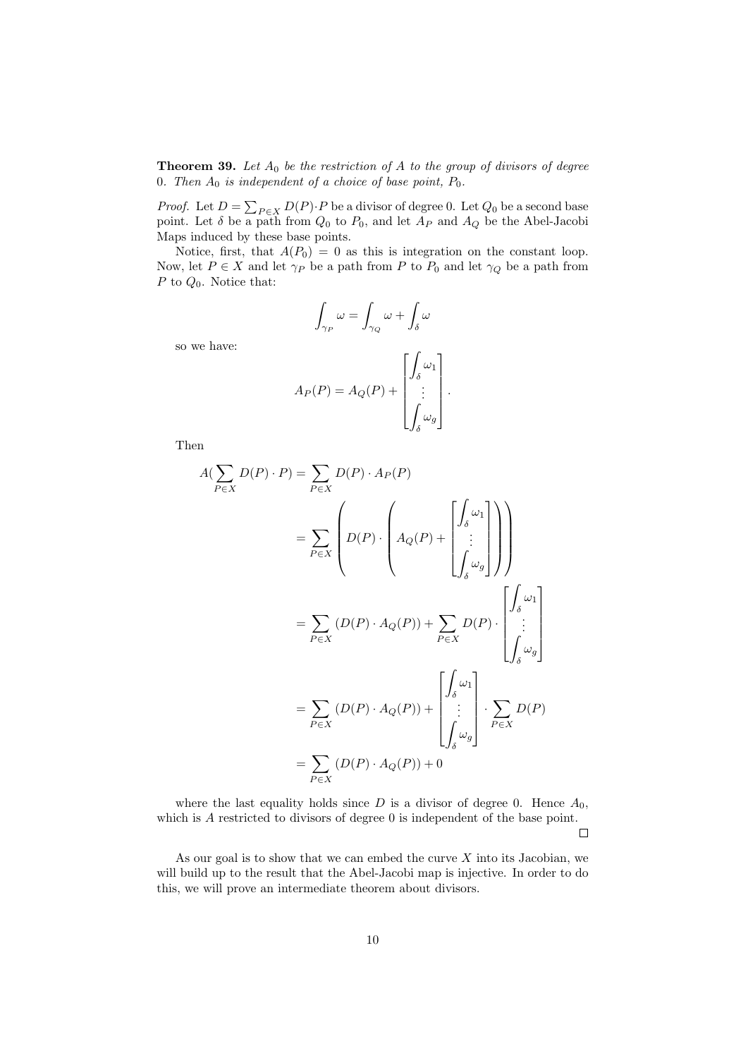**Theorem 39.** *Let $A_0$ be the restriction of $A$ to the group of divisors of degree 0. Then $A_0$ is independent of a choice of base point, $P_0$.*

*Proof.* Let $D = \sum_{P \in X} D(P) \cdot P$ be a divisor of degree 0. Let $Q_0$ be a second base point. Let $\delta$ be a path from $Q_0$ to $P_0$, and let $A_P$ and $A_Q$ be the Abel-Jacobi Maps induced by these base points.

Notice, first, that $A(P_0) = 0$ as this is integration on the constant loop. Now, let $P \in X$ and let $\gamma_P$ be a path from $P$ to $P_0$ and let $\gamma_Q$ be a path from $P$ to $Q_0$. Notice that:

$$\int_{\gamma_P} \omega = \int_{\gamma_Q} \omega + \int_{\delta} \omega$$

so we have:

$$A_P(P) = A_Q(P) + \begin{bmatrix} \int_{\delta} \omega_1 \\ \vdots \\ \int_{\delta} \omega_g \end{bmatrix}.$$

Then

$$\begin{aligned}
A(\sum_{P \in X} D(P) \cdot P) &= \sum_{P \in X} D(P) \cdot A_P(P) \\
&= \sum_{P \in X} \left( D(P) \cdot \left( A_Q(P) + \begin{bmatrix} \int_{\delta} \omega_1 \\ \vdots \\ \int_{\delta} \omega_g \end{bmatrix} \right) \right) \\
&= \sum_{P \in X} (D(P) \cdot A_Q(P)) + \sum_{P \in X} D(P) \cdot \begin{bmatrix} \int_{\delta} \omega_1 \\ \vdots \\ \int_{\delta} \omega_g \end{bmatrix} \\
&= \sum_{P \in X} (D(P) \cdot A_Q(P)) + \begin{bmatrix} \int_{\delta} \omega_1 \\ \vdots \\ \int_{\delta} \omega_g \end{bmatrix} \cdot \sum_{P \in X} D(P) \\
&= \sum_{P \in X} (D(P) \cdot A_Q(P)) + 0
\end{aligned}$$

where the last equality holds since $D$ is a divisor of degree 0. Hence $A_0$, which is $A$ restricted to divisors of degree 0 is independent of the base point. □

As our goal is to show that we can embed the curve $X$ into its Jacobian, we will build up to the result that the Abel-Jacobi map is injective. In order to do this, we will prove an intermediate theorem about divisors.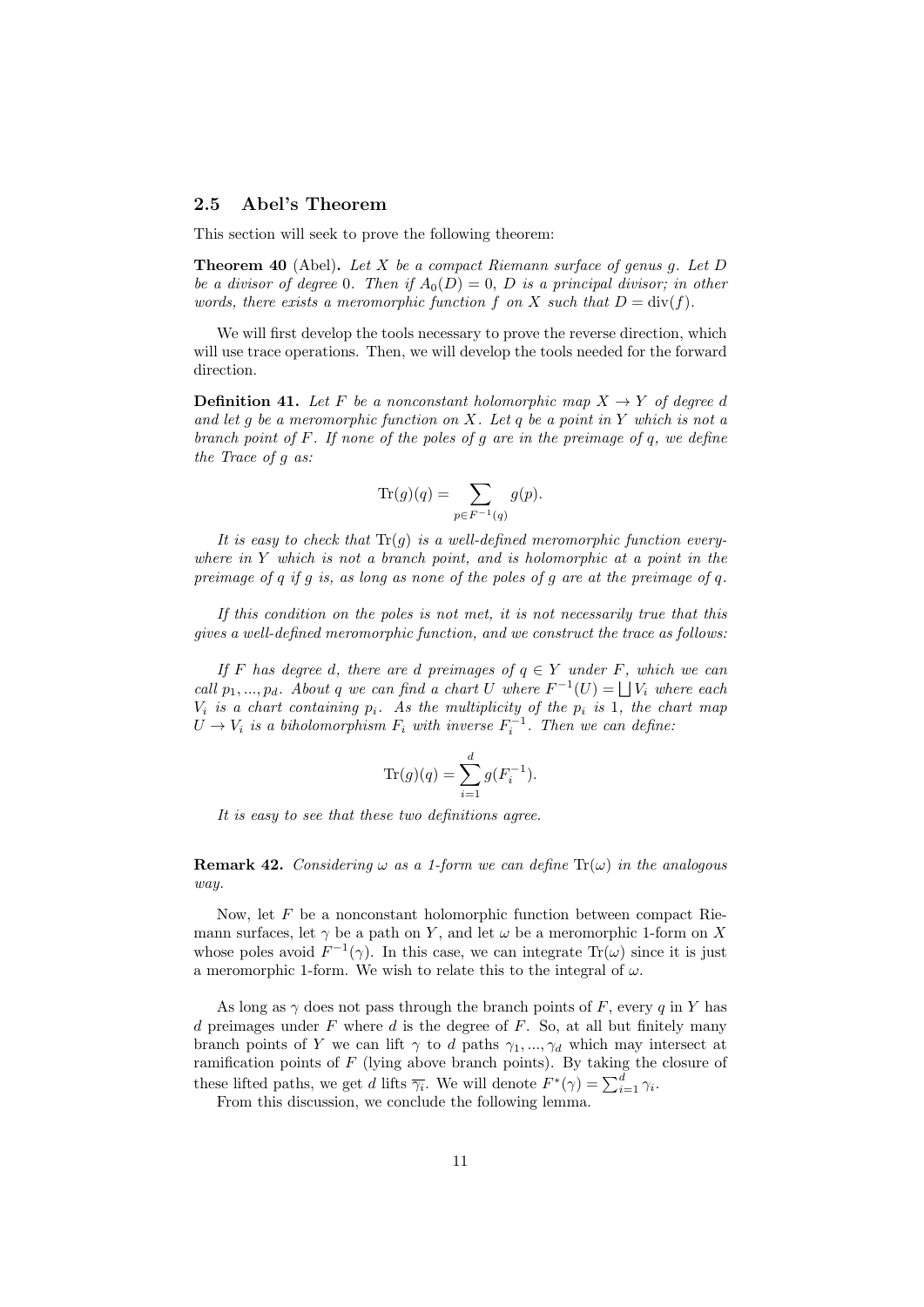### 2.5 Abel's Theorem

This section will seek to prove the following theorem:

**Theorem 40** (Abel)**.** *Let $X$ be a compact Riemann surface of genus $g$. Let $D$ be a divisor of degree 0. Then if $A_0(D) = 0$, $D$ is a principal divisor; in other words, there exists a meromorphic function $f$ on $X$ such that $D = \operatorname{div}(f)$.*

We will first develop the tools necessary to prove the reverse direction, which will use trace operations. Then, we will develop the tools needed for the forward direction.

**Definition 41.** *Let $F$ be a nonconstant holomorphic map $X \to Y$ of degree $d$ and let $g$ be a meromorphic function on $X$. Let $q$ be a point in $Y$ which is not a branch point of $F$. If none of the poles of $g$ are in the preimage of $q$, we define the Trace of $g$ as:*

$$\operatorname{Tr}(g)(q) = \sum_{p \in F^{-1}(q)} g(p).$$

*It is easy to check that $\operatorname{Tr}(g)$ is a well-defined meromorphic function everywhere in $Y$ which is not a branch point, and is holomorphic at a point in the preimage of $q$ if $g$ is, as long as none of the poles of $g$ are at the preimage of $q$.*

*If this condition on the poles is not met, it is not necessarily true that this gives a well-defined meromorphic function, and we construct the trace as follows:*

*If $F$ has degree $d$, there are $d$ preimages of $q \in Y$ under $F$, which we can call $p_1, ..., p_d$. About $q$ we can find a chart $U$ where $F^{-1}(U) = \bigsqcup V_i$ where each $V_i$ is a chart containing $p_i$. As the multiplicity of the $p_i$ is 1, the chart map $U \to V_i$ is a biholomorphism $F_i$ with inverse $F_i^{-1}$. Then we can define:*

$$\operatorname{Tr}(g)(q) = \sum_{i=1}^{d} g(F_i^{-1}).$$

*It is easy to see that these two definitions agree.*

**Remark 42.** *Considering $\omega$ as a 1-form we can define $\operatorname{Tr}(\omega)$ in the analogous way.*

Now, let $F$ be a nonconstant holomorphic function between compact Riemann surfaces, let $\gamma$ be a path on $Y$, and let $\omega$ be a meromorphic 1-form on $X$ whose poles avoid $F^{-1}(\gamma)$. In this case, we can integrate $\operatorname{Tr}(\omega)$ since it is just a meromorphic 1-form. We wish to relate this to the integral of $\omega$.

As long as $\gamma$ does not pass through the branch points of $F$, every $q$ in $Y$ has $d$ preimages under $F$ where $d$ is the degree of $F$. So, at all but finitely many branch points of $Y$ we can lift $\gamma$ to $d$ paths $\gamma_1, ..., \gamma_d$ which may intersect at ramification points of $F$ (lying above branch points). By taking the closure of these lifted paths, we get $d$ lifts $\overline{\gamma_i}$. We will denote $F^*(\gamma) = \sum_{i=1}^{d} \gamma_i$.

From this discussion, we conclude the following lemma.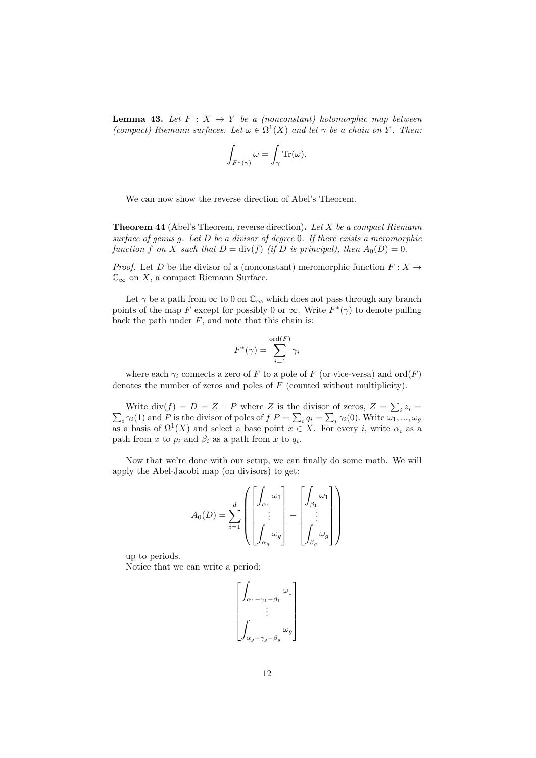**Lemma 43.** *Let $F : X \to Y$ be a (nonconstant) holomorphic map between (compact) Riemann surfaces. Let $\omega \in \Omega^1(X)$ and let $\gamma$ be a chain on $Y$. Then:*

$$\int_{F^*(\gamma)} \omega = \int_\gamma \operatorname{Tr}(\omega).$$

We can now show the reverse direction of Abel's Theorem.

**Theorem 44** (Abel's Theorem, reverse direction)**.** *Let $X$ be a compact Riemann surface of genus $g$. Let $D$ be a divisor of degree 0. If there exists a meromorphic function $f$ on $X$ such that $D = \operatorname{div}(f)$ (if $D$ is principal), then $A_0(D) = 0$.*

*Proof.* Let $D$ be the divisor of a (nonconstant) meromorphic function $F : X \to \mathbb{C}_\infty$ on $X$, a compact Riemann Surface.

Let $\gamma$ be a path from $\infty$ to 0 on $\mathbb{C}_\infty$ which does not pass through any branch points of the map $F$ except for possibly 0 or $\infty$. Write $F^*(\gamma)$ to denote pulling back the path under $F$, and note that this chain is:

$$F^*(\gamma) = \sum_{i=1}^{\operatorname{ord}(F)} \gamma_i$$

where each $\gamma_i$ connects a zero of $F$ to a pole of $F$ (or vice-versa) and $\operatorname{ord}(F)$ denotes the number of zeros and poles of $F$ (counted without multiplicity).

Write $\operatorname{div}(f) = D = Z + P$ where $Z$ is the divisor of zeros, $Z = \sum_i z_i = \sum_i \gamma_i(1)$ and $P$ is the divisor of poles of $f$ $P = \sum_i q_i = \sum_i \gamma_i(0)$. Write $\omega_1, ..., \omega_g$ as a basis of $\Omega^1(X)$ and select a base point $x \in X$. For every $i$, write $\alpha_i$ as a path from $x$ to $p_i$ and $\beta_i$ as a path from $x$ to $q_i$.

Now that we're done with our setup, we can finally do some math. We will apply the Abel-Jacobi map (on divisors) to get:

$$A_0(D) = \sum_{i=1}^{d} \left( \begin{bmatrix} \int_{\alpha_1} \omega_1 \\ \vdots \\ \int_{\alpha_g} \omega_g \end{bmatrix} - \begin{bmatrix} \int_{\beta_1} \omega_1 \\ \vdots \\ \int_{\beta_g} \omega_g \end{bmatrix} \right)$$

up to periods.
Notice that we can write a period:

$$\begin{bmatrix} \int_{\alpha_1 - \gamma_1 - \beta_1} \omega_1 \\ \vdots \\ \int_{\alpha_g - \gamma_g - \beta_g} \omega_g \end{bmatrix}$$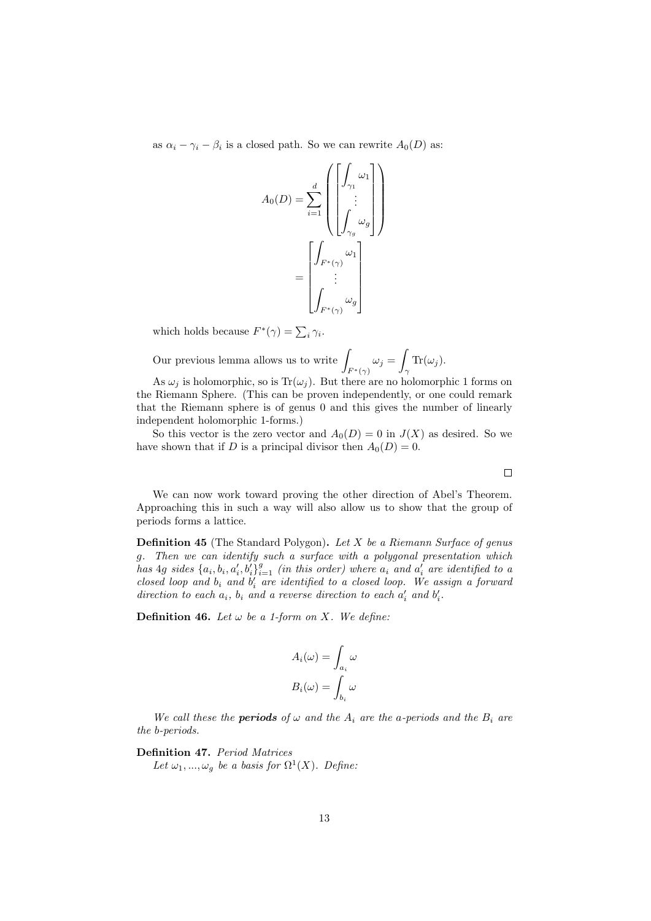as $\alpha_i - \gamma_i - \beta_i$ is a closed path. So we can rewrite $A_0(D)$ as:

$$A_0(D) = \sum_{i=1}^{d} \left( \begin{bmatrix} \int_{\gamma_1} \omega_1 \\ \vdots \\ \int_{\gamma_g} \omega_g \end{bmatrix} \right)$$
$$= \begin{bmatrix} \int_{F^*(\gamma)} \omega_1 \\ \vdots \\ \int_{F^*(\gamma)} \omega_g \end{bmatrix}$$

which holds because $F^*(\gamma) = \sum_i \gamma_i$.

Our previous lemma allows us to write $\displaystyle\int_{F^*(\gamma)} \omega_j = \int_\gamma \mathrm{Tr}(\omega_j)$.

As $\omega_j$ is holomorphic, so is $\mathrm{Tr}(\omega_j)$. But there are no holomorphic 1 forms on the Riemann Sphere. (This can be proven independently, or one could remark that the Riemann sphere is of genus 0 and this gives the number of linearly independent holomorphic 1-forms.)

So this vector is the zero vector and $A_0(D) = 0$ in $J(X)$ as desired. So we have shown that if $D$ is a principal divisor then $A_0(D) = 0$.

□

We can now work toward proving the other direction of Abel's Theorem. Approaching this in such a way will also allow us to show that the group of periods forms a lattice.

**Definition 45** (The Standard Polygon)**.** *Let $X$ be a Riemann Surface of genus $g$. Then we can identify such a surface with a polygonal presentation which has $4g$ sides $\{a_i, b_i, a_i', b_i'\}_{i=1}^{g}$ (in this order) where $a_i$ and $a_i'$ are identified to a closed loop and $b_i$ and $b_i'$ are identified to a closed loop. We assign a forward direction to each $a_i$, $b_i$ and a reverse direction to each $a_i'$ and $b_i'$.*

**Definition 46.** *Let $\omega$ be a 1-form on $X$. We define:*

$$A_i(\omega) = \int_{a_i} \omega$$
$$B_i(\omega) = \int_{b_i} \omega$$

*We call these the* ***periods*** *of $\omega$ and the $A_i$ are the a-periods and the $B_i$ are the b-periods.*

**Definition 47.** *Period Matrices*

*Let $\omega_1, ..., \omega_g$ be a basis for $\Omega^1(X)$. Define:*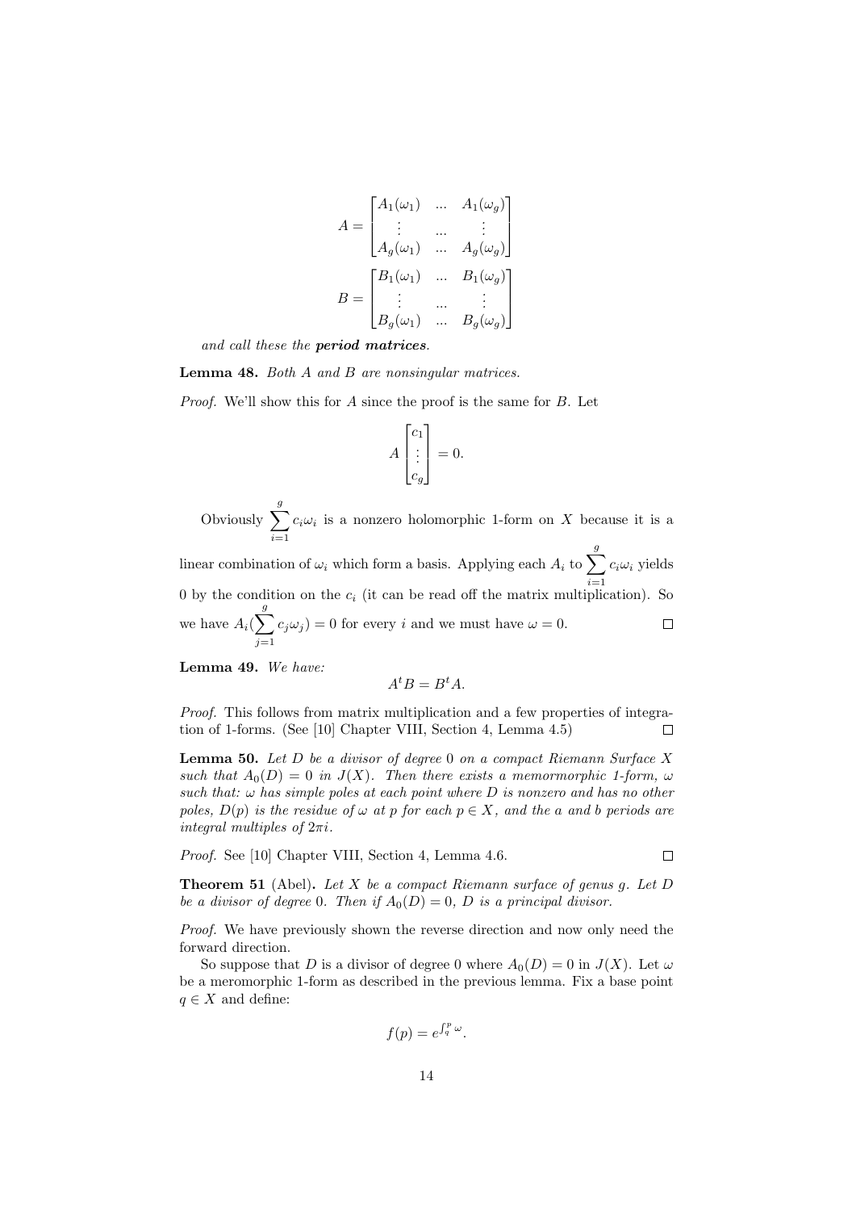$$A = \begin{bmatrix} A_1(\omega_1) & ... & A_1(\omega_g) \\ \vdots & ... & \vdots \\ A_g(\omega_1) & ... & A_g(\omega_g) \end{bmatrix}$$

$$B = \begin{bmatrix} B_1(\omega_1) & ... & B_1(\omega_g) \\ \vdots & ... & \vdots \\ B_g(\omega_1) & ... & B_g(\omega_g) \end{bmatrix}$$

*and call these the **period matrices**.*

**Lemma 48.** *Both $A$ and $B$ are nonsingular matrices.*

*Proof.* We'll show this for $A$ since the proof is the same for $B$. Let

$$A \begin{bmatrix} c_1 \\ \vdots \\ c_g \end{bmatrix} = 0.$$

Obviously $\sum_{i=1}^{g} c_i\omega_i$ is a nonzero holomorphic 1-form on $X$ because it is a linear combination of $\omega_i$ which form a basis. Applying each $A_i$ to $\sum_{i=1}^{g} c_i\omega_i$ yields 0 by the condition on the $c_i$ (it can be read off the matrix multiplication). So we have $A_i(\sum_{j=1}^{g} c_j\omega_j) = 0$ for every $i$ and we must have $\omega = 0$. □

**Lemma 49.** *We have:*

$$A^t B = B^t A.$$

*Proof.* This follows from matrix multiplication and a few properties of integration of 1-forms. (See [10] Chapter VIII, Section 4, Lemma 4.5) □

**Lemma 50.** *Let $D$ be a divisor of degree 0 on a compact Riemann Surface $X$ such that $A_0(D) = 0$ in $J(X)$. Then there exists a memormorphic 1-form, $\omega$ such that: $\omega$ has simple poles at each point where $D$ is nonzero and has no other poles, $D(p)$ is the residue of $\omega$ at $p$ for each $p \in X$, and the a and b periods are integral multiples of $2\pi i$.*

*Proof.* See [10] Chapter VIII, Section 4, Lemma 4.6. □

**Theorem 51** (Abel)**.** *Let $X$ be a compact Riemann surface of genus $g$. Let $D$ be a divisor of degree 0. Then if $A_0(D) = 0$, $D$ is a principal divisor.*

*Proof.* We have previously shown the reverse direction and now only need the forward direction.

So suppose that $D$ is a divisor of degree 0 where $A_0(D) = 0$ in $J(X)$. Let $\omega$ be a meromorphic 1-form as described in the previous lemma. Fix a base point $q \in X$ and define:

$$f(p) = e^{\int_q^p \omega}.$$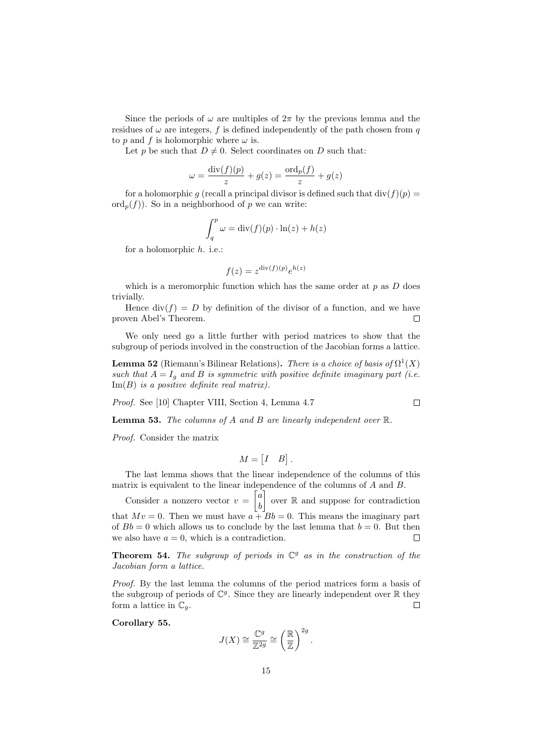Since the periods of $\omega$ are multiples of $2\pi$ by the previous lemma and the residues of $\omega$ are integers, $f$ is defined independently of the path chosen from $q$ to $p$ and $f$ is holomorphic where $\omega$ is.

Let $p$ be such that $D \neq 0$. Select coordinates on $D$ such that:

$$\omega = \frac{\operatorname{div}(f)(p)}{z} + g(z) = \frac{\operatorname{ord}_p(f)}{z} + g(z)$$

for a holomorphic $g$ (recall a principal divisor is defined such that $\operatorname{div}(f)(p) = \operatorname{ord}_p(f)$). So in a neighborhood of $p$ we can write:

$$\int_q^p \omega = \operatorname{div}(f)(p) \cdot \ln(z) + h(z)$$

for a holomorphic $h$. i.e.:

$$f(z) = z^{\operatorname{div}(f)(p)} e^{h(z)}$$

which is a meromorphic function which has the same order at $p$ as $D$ does trivially.

Hence $\operatorname{div}(f) = D$ by definition of the divisor of a function, and we have proven Abel's Theorem. □

We only need go a little further with period matrices to show that the subgroup of periods involved in the construction of the Jacobian forms a lattice.

**Lemma 52** (Riemann's Bilinear Relations)**.** *There is a choice of basis of $\Omega^1(X)$ such that $A = I_g$ and $B$ is symmetric with positive definite imaginary part (i.e. $\operatorname{Im}(B)$ is a positive definite real matrix).*

*Proof.* See [10] Chapter VIII, Section 4, Lemma 4.7 □

**Lemma 53.** *The columns of $A$ and $B$ are linearly independent over $\mathbb{R}$.*

*Proof.* Consider the matrix

$$M = \begin{bmatrix} I & B \end{bmatrix}.$$

The last lemma shows that the linear independence of the columns of this matrix is equivalent to the linear independence of the columns of $A$ and $B$.

Consider a nonzero vector $v = \begin{bmatrix} a \\ b \end{bmatrix}$ over $\mathbb{R}$ and suppose for contradiction that $Mv = 0$. Then we must have $a + Bb = 0$. This means the imaginary part of $Bb = 0$ which allows us to conclude by the last lemma that $b = 0$. But then we also have $a = 0$, which is a contradiction. □

**Theorem 54.** *The subgroup of periods in $\mathbb{C}^g$ as in the construction of the Jacobian form a lattice.*

*Proof.* By the last lemma the columns of the period matrices form a basis of the subgroup of periods of $\mathbb{C}^g$. Since they are linearly independent over $\mathbb{R}$ they form a lattice in $\mathbb{C}_g$. □

**Corollary 55.**

$$J(X) \cong \frac{\mathbb{C}^g}{\mathbb{Z}^{2g}} \cong \left(\frac{\mathbb{R}}{\mathbb{Z}}\right)^{2g}.$$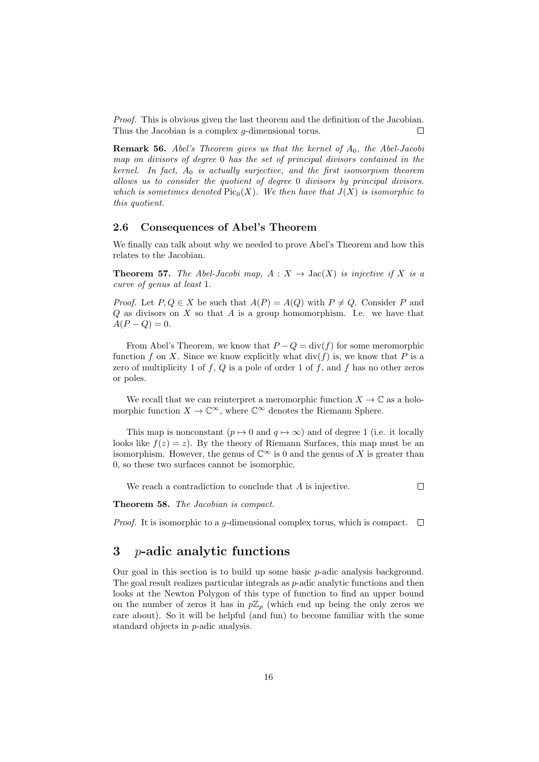*Proof.* This is obvious given the last theorem and the definition of the Jacobian. Thus the Jacobian is a complex $g$-dimensional torus. $\square$

**Remark 56.** *Abel's Theorem gives us that the kernel of $A_0$, the Abel-Jacobi map on divisors of degree 0 has the set of principal divisors contained in the kernel. In fact, $A_0$ is actually surjective, and the first isomorpism theorem allows us to consider the quotient of degree 0 divisors by principal divisors. which is sometimes denoted $\mathrm{Pic}_0(X)$. We then have that $J(X)$ is isomorphic to this quotient.*

### 2.6 Consequences of Abel's Theorem

We finally can talk about why we needed to prove Abel's Theorem and how this relates to the Jacobian.

**Theorem 57.** *The Abel-Jacobi map, $A : X \to \mathrm{Jac}(X)$ is injective if $X$ is a curve of genus at least 1.*

*Proof.* Let $P, Q \in X$ be such that $A(P) = A(Q)$ with $P \neq Q$. Consider $P$ and $Q$ as divisors on $X$ so that $A$ is a group homomorphism. I.e. we have that $A(P - Q) = 0$.

From Abel's Theorem, we know that $P - Q = \mathrm{div}(f)$ for some meromorphic function $f$ on $X$. Since we know explicitly what $\mathrm{div}(f)$ is, we know that $P$ is a zero of multiplicity 1 of $f$, $Q$ is a pole of order 1 of $f$, and $f$ has no other zeros or poles.

We recall that we can reinterpret a meromorphic function $X \to \mathbb{C}$ as a holomorphic function $X \to \mathbb{C}^\infty$, where $\mathbb{C}^\infty$ denotes the Riemann Sphere.

This map is nonconstant ($p \mapsto 0$ and $q \mapsto \infty$) and of degree 1 (i.e. it locally looks like $f(z) = z$). By the theory of Riemann Surfaces, this map must be an isomorphism. However, the genus of $\mathbb{C}^\infty$ is 0 and the genus of $X$ is greater than 0, so these two surfaces cannot be isomorphic.

We reach a contradiction to conclude that $A$ is injective. $\square$

**Theorem 58.** *The Jacobian is compact.*

*Proof.* It is isomorphic to a $g$-dimensional complex torus, which is compact. $\square$

## 3 $p$-adic analytic functions

Our goal in this section is to build up some basic $p$-adic analysis background. The goal result realizes particular integrals as $p$-adic analytic functions and then looks at the Newton Polygon of this type of function to find an upper bound on the number of zeros it has in $p\mathbb{Z}_p$ (which end up being the only zeros we care about). So it will be helpful (and fun) to become familiar with the some standard objects in $p$-adic analysis.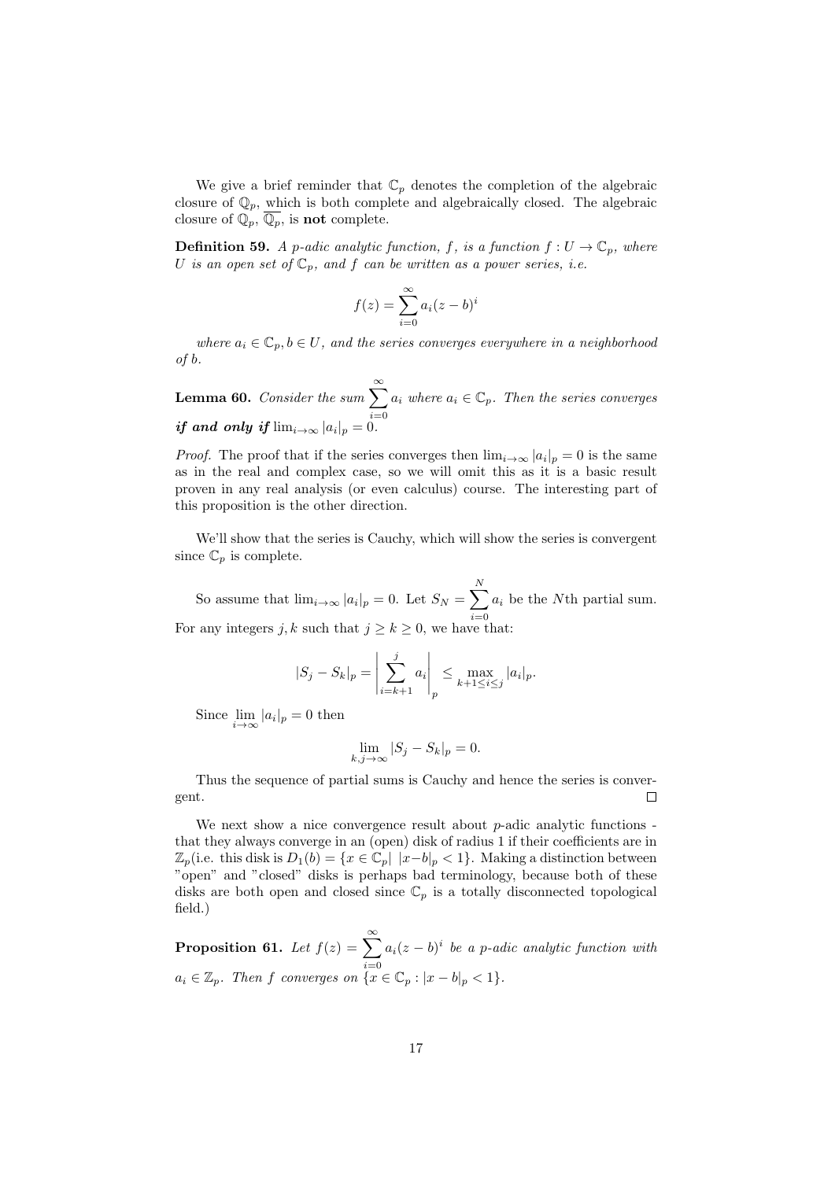We give a brief reminder that $\mathbb{C}_p$ denotes the completion of the algebraic closure of $\mathbb{Q}_p$, which is both complete and algebraically closed. The algebraic closure of $\mathbb{Q}_p$, $\overline{\mathbb{Q}_p}$, is **not** complete.

**Definition 59.** *A p-adic analytic function, $f$, is a function $f : U \to \mathbb{C}_p$, where $U$ is an open set of $\mathbb{C}_p$, and $f$ can be written as a power series, i.e.*

$$f(z) = \sum_{i=0}^{\infty} a_i (z-b)^i$$

*where $a_i \in \mathbb{C}_p, b \in U$, and the series converges everywhere in a neighborhood of $b$.*

**Lemma 60.** *Consider the sum $\sum_{i=0}^{\infty} a_i$ where $a_i \in \mathbb{C}_p$. Then the series converges* ***if and only if*** $\lim_{i\to\infty} |a_i|_p = 0$.

*Proof.* The proof that if the series converges then $\lim_{i\to\infty} |a_i|_p = 0$ is the same as in the real and complex case, so we will omit this as it is a basic result proven in any real analysis (or even calculus) course. The interesting part of this proposition is the other direction.

We'll show that the series is Cauchy, which will show the series is convergent since $\mathbb{C}_p$ is complete.

So assume that $\lim_{i\to\infty} |a_i|_p = 0$. Let $S_N = \sum_{i=0}^{N} a_i$ be the $N$th partial sum. For any integers $j, k$ such that $j \geq k \geq 0$, we have that:

$$|S_j - S_k|_p = \left| \sum_{i=k+1}^{j} a_i \right|_p \leq \max_{k+1 \leq i \leq j} |a_i|_p.$$

Since $\lim_{i\to\infty} |a_i|_p = 0$ then

$$\lim_{k,j\to\infty} |S_j - S_k|_p = 0.$$

Thus the sequence of partial sums is Cauchy and hence the series is convergent. $\square$

We next show a nice convergence result about $p$-adic analytic functions - that they always converge in an (open) disk of radius 1 if their coefficients are in $\mathbb{Z}_p$(i.e. this disk is $D_1(b) = \{x \in \mathbb{C}_p | \ |x-b|_p < 1\}$. Making a distinction between "open" and "closed" disks is perhaps bad terminology, because both of these disks are both open and closed since $\mathbb{C}_p$ is a totally disconnected topological field.)

**Proposition 61.** *Let $f(z) = \sum_{i=0}^{\infty} a_i (z-b)^i$ be a p-adic analytic function with $a_i \in \mathbb{Z}_p$. Then $f$ converges on $\{x \in \mathbb{C}_p : |x-b|_p < 1\}$.*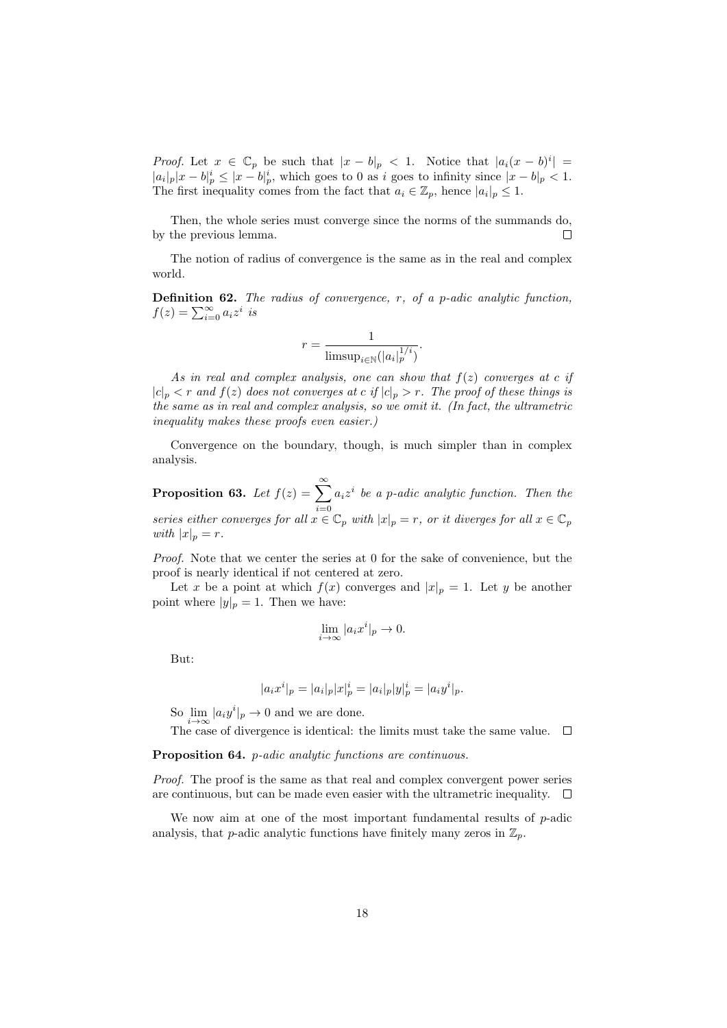*Proof.* Let $x \in \mathbb{C}_p$ be such that $|x - b|_p < 1$. Notice that $|a_i(x-b)^i| = |a_i|_p |x-b|_p^i \leq |x-b|_p^i$, which goes to 0 as $i$ goes to infinity since $|x-b|_p < 1$. The first inequality comes from the fact that $a_i \in \mathbb{Z}_p$, hence $|a_i|_p \leq 1$.

Then, the whole series must converge since the norms of the summands do, by the previous lemma. $\square$

The notion of radius of convergence is the same as in the real and complex world.

**Definition 62.** *The radius of convergence, $r$, of a p-adic analytic function, $f(z) = \sum_{i=0}^{\infty} a_i z^i$ is*

$$r = \frac{1}{\operatorname{limsup}_{i \in \mathbb{N}}(|a_i|_p^{1/i})}.$$

*As in real and complex analysis, one can show that $f(z)$ converges at $c$ if $|c|_p < r$ and $f(z)$ does not converges at $c$ if $|c|_p > r$. The proof of these things is the same as in real and complex analysis, so we omit it. (In fact, the ultrametric inequality makes these proofs even easier.)*

Convergence on the boundary, though, is much simpler than in complex analysis.

**Proposition 63.** *Let $f(z) = \sum_{i=0}^{\infty} a_i z^i$ be a p-adic analytic function. Then the series either converges for all $x \in \mathbb{C}_p$ with $|x|_p = r$, or it diverges for all $x \in \mathbb{C}_p$ with $|x|_p = r$.*

*Proof.* Note that we center the series at 0 for the sake of convenience, but the proof is nearly identical if not centered at zero.

Let $x$ be a point at which $f(x)$ converges and $|x|_p = 1$. Let $y$ be another point where $|y|_p = 1$. Then we have:

$$\lim_{i \to \infty} |a_i x^i|_p \to 0.$$

But:

$$|a_i x^i|_p = |a_i|_p |x|_p^i = |a_i|_p |y|_p^i = |a_i y^i|_p.$$

So $\lim_{i \to \infty} |a_i y^i|_p \to 0$ and we are done.

The case of divergence is identical: the limits must take the same value. $\square$

**Proposition 64.** *p-adic analytic functions are continuous.*

*Proof.* The proof is the same as that real and complex convergent power series are continuous, but can be made even easier with the ultrametric inequality. $\square$

We now aim at one of the most important fundamental results of $p$-adic analysis, that $p$-adic analytic functions have finitely many zeros in $\mathbb{Z}_p$.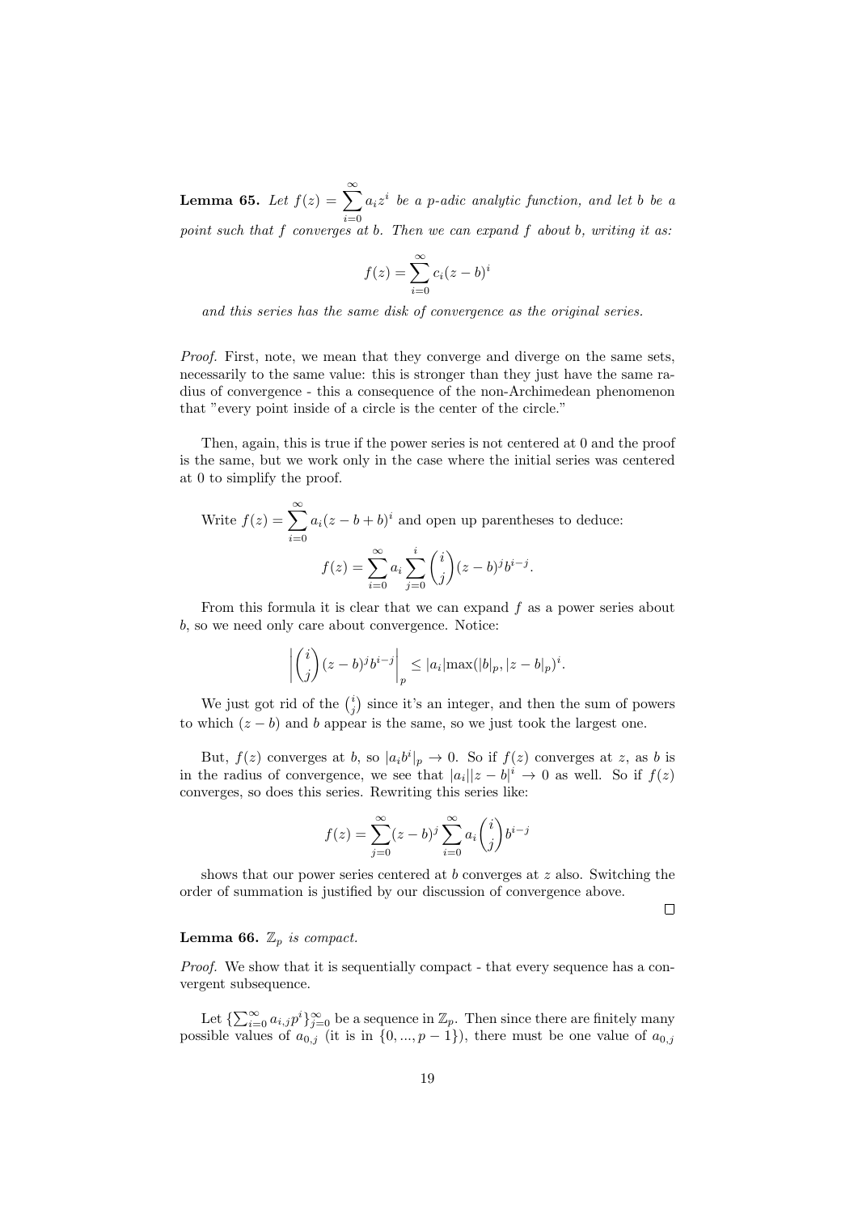**Lemma 65.** *Let $f(z) = \sum_{i=0}^{\infty} a_i z^i$ be a p-adic analytic function, and let b be a point such that f converges at b. Then we can expand f about b, writing it as:*

$$f(z) = \sum_{i=0}^{\infty} c_i (z-b)^i$$

*and this series has the same disk of convergence as the original series.*

*Proof.* First, note, we mean that they converge and diverge on the same sets, necessarily to the same value: this is stronger than they just have the same radius of convergence - this a consequence of the non-Archimedean phenomenon that "every point inside of a circle is the center of the circle."

Then, again, this is true if the power series is not centered at 0 and the proof is the same, but we work only in the case where the initial series was centered at 0 to simplify the proof.

Write $f(z) = \sum_{i=0}^{\infty} a_i (z - b + b)^i$ and open up parentheses to deduce:

$$f(z) = \sum_{i=0}^{\infty} a_i \sum_{j=0}^{i} \binom{i}{j} (z-b)^j b^{i-j}.$$

From this formula it is clear that we can expand $f$ as a power series about $b$, so we need only care about convergence. Notice:

$$\left| \binom{i}{j} (z-b)^j b^{i-j} \right|_p \leq |a_i| \max(|b|_p, |z-b|_p)^i.$$

We just got rid of the $\binom{i}{j}$ since it's an integer, and then the sum of powers to which $(z-b)$ and $b$ appear is the same, so we just took the largest one.

But, $f(z)$ converges at $b$, so $|a_i b^i|_p \to 0$. So if $f(z)$ converges at $z$, as $b$ is in the radius of convergence, we see that $|a_i||z-b|^i \to 0$ as well. So if $f(z)$ converges, so does this series. Rewriting this series like:

$$f(z) = \sum_{j=0}^{\infty} (z-b)^j \sum_{i=0}^{\infty} a_i \binom{i}{j} b^{i-j}$$

shows that our power series centered at $b$ converges at $z$ also. Switching the order of summation is justified by our discussion of convergence above. □

**Lemma 66.** *$\mathbb{Z}_p$ is compact.*

*Proof.* We show that it is sequentially compact - that every sequence has a convergent subsequence.

Let $\{\sum_{i=0}^{\infty} a_{i,j} p^i\}_{j=0}^{\infty}$ be a sequence in $\mathbb{Z}_p$. Then since there are finitely many possible values of $a_{0,j}$ (it is in $\{0, ..., p-1\}$), there must be one value of $a_{0,j}$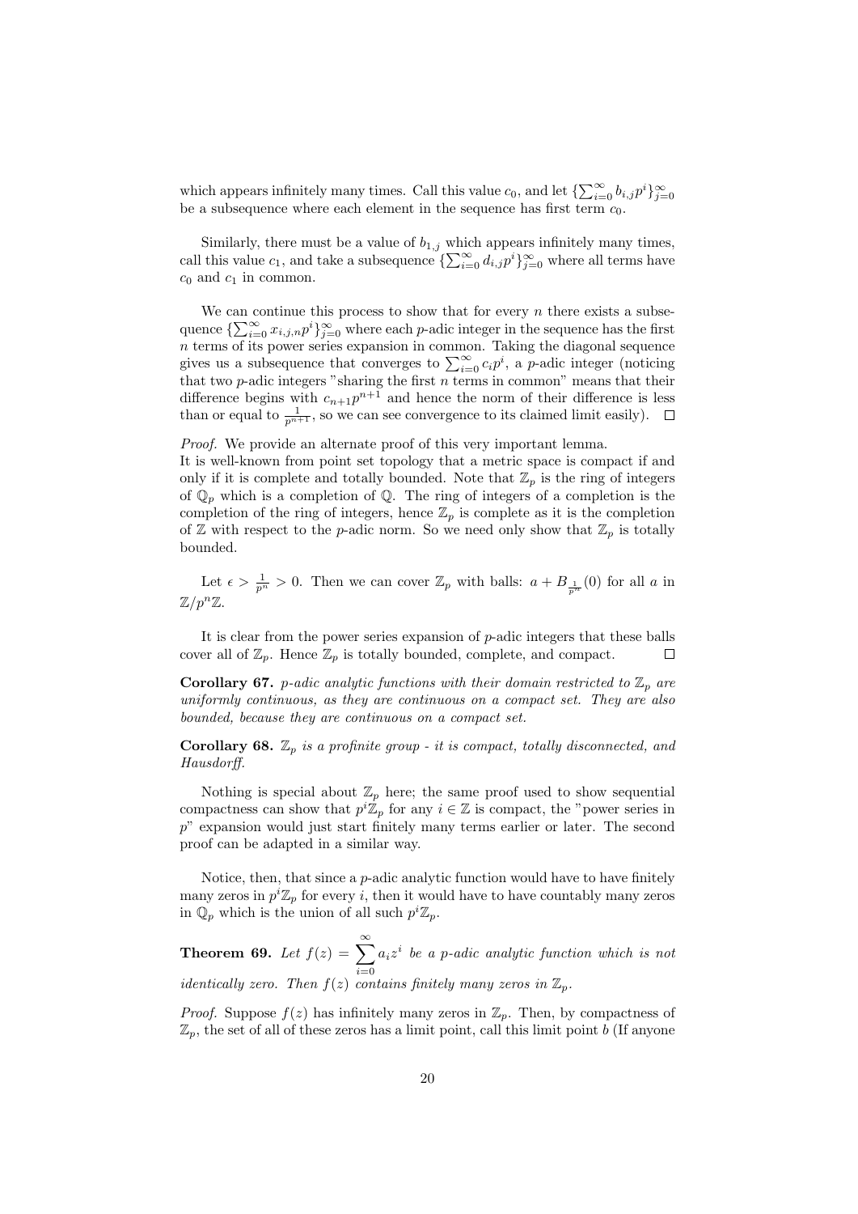which appears infinitely many times. Call this value $c_0$, and let $\{\sum_{i=0}^{\infty} b_{i,j}p^i\}_{j=0}^{\infty}$ be a subsequence where each element in the sequence has first term $c_0$.

Similarly, there must be a value of $b_{1,j}$ which appears infinitely many times, call this value $c_1$, and take a subsequence $\{\sum_{i=0}^{\infty} d_{i,j}p^i\}_{j=0}^{\infty}$ where all terms have $c_0$ and $c_1$ in common.

We can continue this process to show that for every $n$ there exists a subsequence $\{\sum_{i=0}^{\infty} x_{i,j,n}p^i\}_{j=0}^{\infty}$ where each $p$-adic integer in the sequence has the first $n$ terms of its power series expansion in common. Taking the diagonal sequence gives us a subsequence that converges to $\sum_{i=0}^{\infty} c_i p^i$, a $p$-adic integer (noticing that two $p$-adic integers "sharing the first $n$ terms in common" means that their difference begins with $c_{n+1}p^{n+1}$ and hence the norm of their difference is less than or equal to $\frac{1}{p^{n+1}}$, so we can see convergence to its claimed limit easily). $\square$

*Proof.* We provide an alternate proof of this very important lemma.
It is well-known from point set topology that a metric space is compact if and only if it is complete and totally bounded. Note that $\mathbb{Z}_p$ is the ring of integers of $\mathbb{Q}_p$ which is a completion of $\mathbb{Q}$. The ring of integers of a completion is the completion of the ring of integers, hence $\mathbb{Z}_p$ is complete as it is the completion of $\mathbb{Z}$ with respect to the $p$-adic norm. So we need only show that $\mathbb{Z}_p$ is totally bounded.

Let $\epsilon > \frac{1}{p^n} > 0$. Then we can cover $\mathbb{Z}_p$ with balls: $a + B_{\frac{1}{p^n}}(0)$ for all $a$ in $\mathbb{Z}/p^n\mathbb{Z}$.

It is clear from the power series expansion of $p$-adic integers that these balls cover all of $\mathbb{Z}_p$. Hence $\mathbb{Z}_p$ is totally bounded, complete, and compact. $\square$

**Corollary 67.** *$p$-adic analytic functions with their domain restricted to $\mathbb{Z}_p$ are uniformly continuous, as they are continuous on a compact set. They are also bounded, because they are continuous on a compact set.*

**Corollary 68.** *$\mathbb{Z}_p$ is a profinite group - it is compact, totally disconnected, and Hausdorff.*

Nothing is special about $\mathbb{Z}_p$ here; the same proof used to show sequential compactness can show that $p^i\mathbb{Z}_p$ for any $i \in \mathbb{Z}$ is compact, the "power series in $p$" expansion would just start finitely many terms earlier or later. The second proof can be adapted in a similar way.

Notice, then, that since a $p$-adic analytic function would have to have finitely many zeros in $p^i\mathbb{Z}_p$ for every $i$, then it would have to have countably many zeros in $\mathbb{Q}_p$ which is the union of all such $p^i\mathbb{Z}_p$.

**Theorem 69.** *Let $f(z) = \sum_{i=0}^{\infty} a_i z^i$ be a $p$-adic analytic function which is not identically zero. Then $f(z)$ contains finitely many zeros in $\mathbb{Z}_p$.*

*Proof.* Suppose $f(z)$ has infinitely many zeros in $\mathbb{Z}_p$. Then, by compactness of $\mathbb{Z}_p$, the set of all of these zeros has a limit point, call this limit point $b$ (If anyone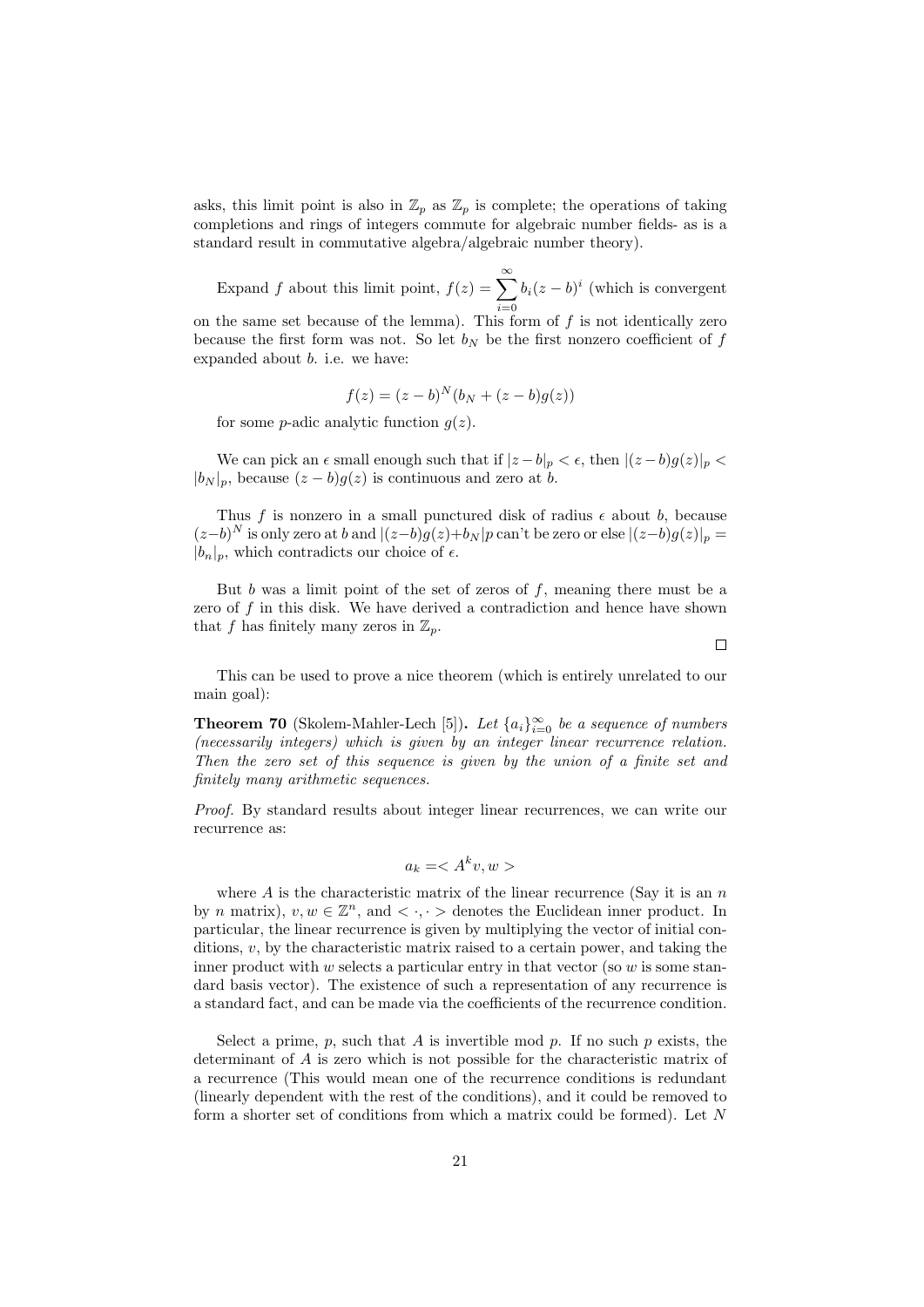asks, this limit point is also in $\mathbb{Z}_p$ as $\mathbb{Z}_p$ is complete; the operations of taking completions and rings of integers commute for algebraic number fields- as is a standard result in commutative algebra/algebraic number theory).

Expand $f$ about this limit point, $f(z) = \sum_{i=0}^{\infty} b_i(z-b)^i$ (which is convergent on the same set because of the lemma). This form of $f$ is not identically zero because the first form was not. So let $b_N$ be the first nonzero coefficient of $f$ expanded about $b$. i.e. we have:

$$f(z) = (z-b)^N(b_N + (z-b)g(z))$$

for some $p$-adic analytic function $g(z)$.

We can pick an $\epsilon$ small enough such that if $|z-b|_p < \epsilon$, then $|(z-b)g(z)|_p < |b_N|_p$, because $(z-b)g(z)$ is continuous and zero at $b$.

Thus $f$ is nonzero in a small punctured disk of radius $\epsilon$ about $b$, because $(z-b)^N$ is only zero at $b$ and $|(z-b)g(z)+b_N|p$ can't be zero or else $|(z-b)g(z)|_p = |b_n|_p$, which contradicts our choice of $\epsilon$.

But $b$ was a limit point of the set of zeros of $f$, meaning there must be a zero of $f$ in this disk. We have derived a contradiction and hence have shown that $f$ has finitely many zeros in $\mathbb{Z}_p$.

□

This can be used to prove a nice theorem (which is entirely unrelated to our main goal):

**Theorem 70** (Skolem-Mahler-Lech [5]). *Let $\{a_i\}_{i=0}^{\infty}$ be a sequence of numbers (necessarily integers) which is given by an integer linear recurrence relation. Then the zero set of this sequence is given by the union of a finite set and finitely many arithmetic sequences.*

*Proof.* By standard results about integer linear recurrences, we can write our recurrence as:

$$a_k = < A^k v, w >$$

where $A$ is the characteristic matrix of the linear recurrence (Say it is an $n$ by $n$ matrix), $v, w \in \mathbb{Z}^n$, and $< \cdot, \cdot >$ denotes the Euclidean inner product. In particular, the linear recurrence is given by multiplying the vector of initial conditions, $v$, by the characteristic matrix raised to a certain power, and taking the inner product with $w$ selects a particular entry in that vector (so $w$ is some standard basis vector). The existence of such a representation of any recurrence is a standard fact, and can be made via the coefficients of the recurrence condition.

Select a prime, $p$, such that $A$ is invertible mod $p$. If no such $p$ exists, the determinant of $A$ is zero which is not possible for the characteristic matrix of a recurrence (This would mean one of the recurrence conditions is redundant (linearly dependent with the rest of the conditions), and it could be removed to form a shorter set of conditions from which a matrix could be formed). Let $N$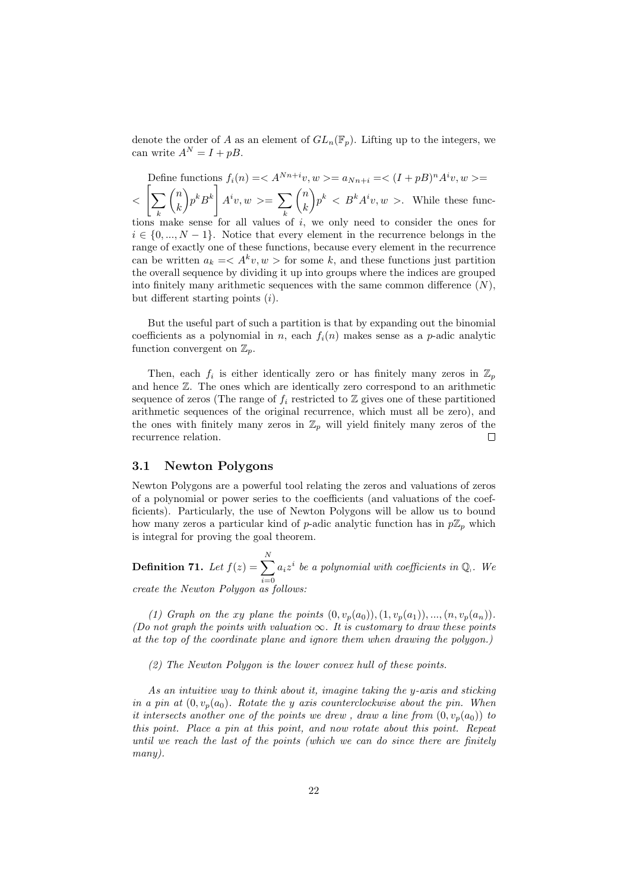denote the order of $A$ as an element of $GL_n(\mathbb{F}_p)$. Lifting up to the integers, we can write $A^N = I + pB$.

Define functions $f_i(n) = < A^{Nn+i}v, w > = a_{Nn+i} = < (I+pB)^n A^i v, w > = < \left[ \sum_k \binom{n}{k} p^k B^k \right] A^i v, w > = \sum_k \binom{n}{k} p^k < B^k A^i v, w >$. While these functions make sense for all values of $i$, we only need to consider the ones for $i \in \{0, ..., N-1\}$. Notice that every element in the recurrence belongs in the range of exactly one of these functions, because every element in the recurrence can be written $a_k = < A^k v, w >$ for some $k$, and these functions just partition the overall sequence by dividing it up into groups where the indices are grouped into finitely many arithmetic sequences with the same common difference ($N$), but different starting points ($i$).

But the useful part of such a partition is that by expanding out the binomial coefficients as a polynomial in $n$, each $f_i(n)$ makes sense as a $p$-adic analytic function convergent on $\mathbb{Z}_p$.

Then, each $f_i$ is either identically zero or has finitely many zeros in $\mathbb{Z}_p$ and hence $\mathbb{Z}$. The ones which are identically zero correspond to an arithmetic sequence of zeros (The range of $f_i$ restricted to $\mathbb{Z}$ gives one of these partitioned arithmetic sequences of the original recurrence, which must all be zero), and the ones with finitely many zeros in $\mathbb{Z}_p$ will yield finitely many zeros of the recurrence relation. □

## 3.1 Newton Polygons

Newton Polygons are a powerful tool relating the zeros and valuations of zeros of a polynomial or power series to the coefficients (and valuations of the coefficients). Particularly, the use of Newton Polygons will be allow us to bound how many zeros a particular kind of $p$-adic analytic function has in $p\mathbb{Z}_p$ which is integral for proving the goal theorem.

**Definition 71.** *Let $f(z) = \sum_{i=0}^{N} a_i z^i$ be a polynomial with coefficients in $\mathbb{Q}_p$. We create the Newton Polygon as follows:*

*(1) Graph on the xy plane the points $(0, v_p(a_0)), (1, v_p(a_1)), ..., (n, v_p(a_n))$. (Do not graph the points with valuation $\infty$. It is customary to draw these points at the top of the coordinate plane and ignore them when drawing the polygon.)*

*(2) The Newton Polygon is the lower convex hull of these points.*

*As an intuitive way to think about it, imagine taking the y-axis and sticking in a pin at $(0, v_p(a_0))$. Rotate the y axis counterclockwise about the pin. When it intersects another one of the points we drew , draw a line from $(0, v_p(a_0))$ to this point. Place a pin at this point, and now rotate about this point. Repeat until we reach the last of the points (which we can do since there are finitely many).*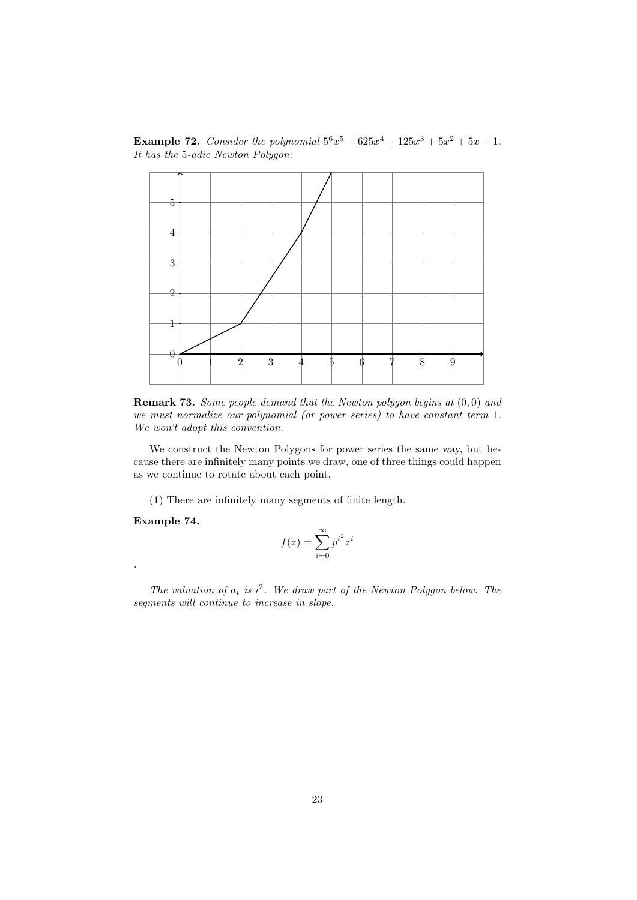**Example 72.** *Consider the polynomial $5^6x^5 + 625x^4 + 125x^3 + 5x^2 + 5x + 1$. It has the 5-adic Newton Polygon:*

**Remark 73.** *Some people demand that the Newton polygon begins at $(0, 0)$ and we must normalize our polynomial (or power series) to have constant term 1. We won't adopt this convention.*

We construct the Newton Polygons for power series the same way, but because there are infinitely many points we draw, one of three things could happen as we continue to rotate about each point.

(1) There are infinitely many segments of finite length.

**Example 74.**

$$f(z) = \sum_{i=0}^{\infty} p^{i^2} z^i$$

.

*The valuation of $a_i$ is $i^2$. We draw part of the Newton Polygon below. The segments will continue to increase in slope.*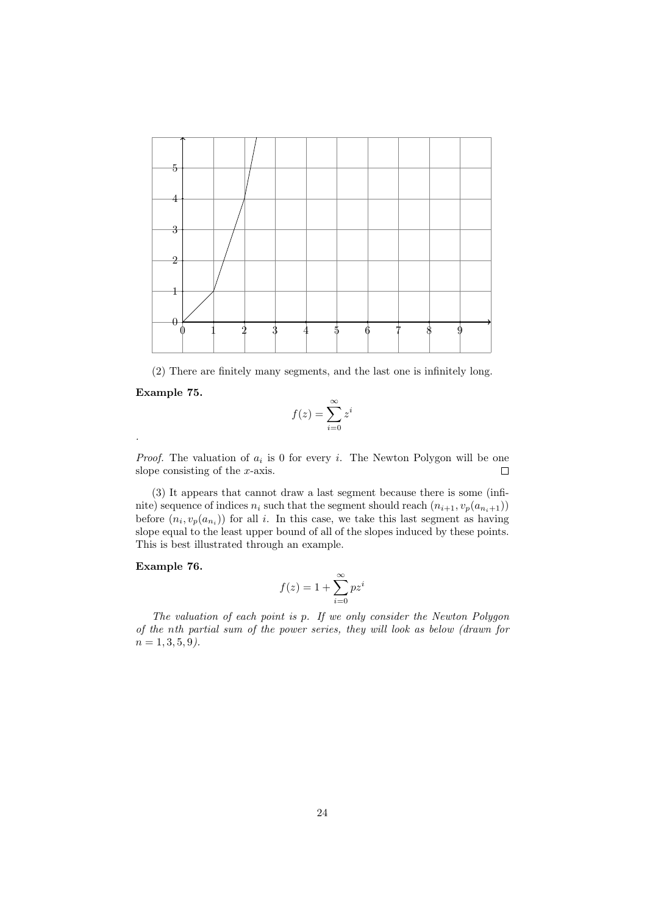(2) There are finitely many segments, and the last one is infinitely long.

**Example 75.**

$$f(z) = \sum_{i=0}^{\infty} z^i$$

.

*Proof.* The valuation of $a_i$ is 0 for every $i$. The Newton Polygon will be one slope consisting of the $x$-axis. $\square$

(3) It appears that cannot draw a last segment because there is some (infinite) sequence of indices $n_i$ such that the segment should reach $(n_{i+1}, v_p(a_{n_i+1}))$ before $(n_i, v_p(a_{n_i}))$ for all $i$. In this case, we take this last segment as having slope equal to the least upper bound of all of the slopes induced by these points. This is best illustrated through an example.

**Example 76.**

$$f(z) = 1 + \sum_{i=0}^{\infty} pz^i$$

*The valuation of each point is $p$. If we only consider the Newton Polygon of the nth partial sum of the power series, they will look as below (drawn for $n = 1, 3, 5, 9$).*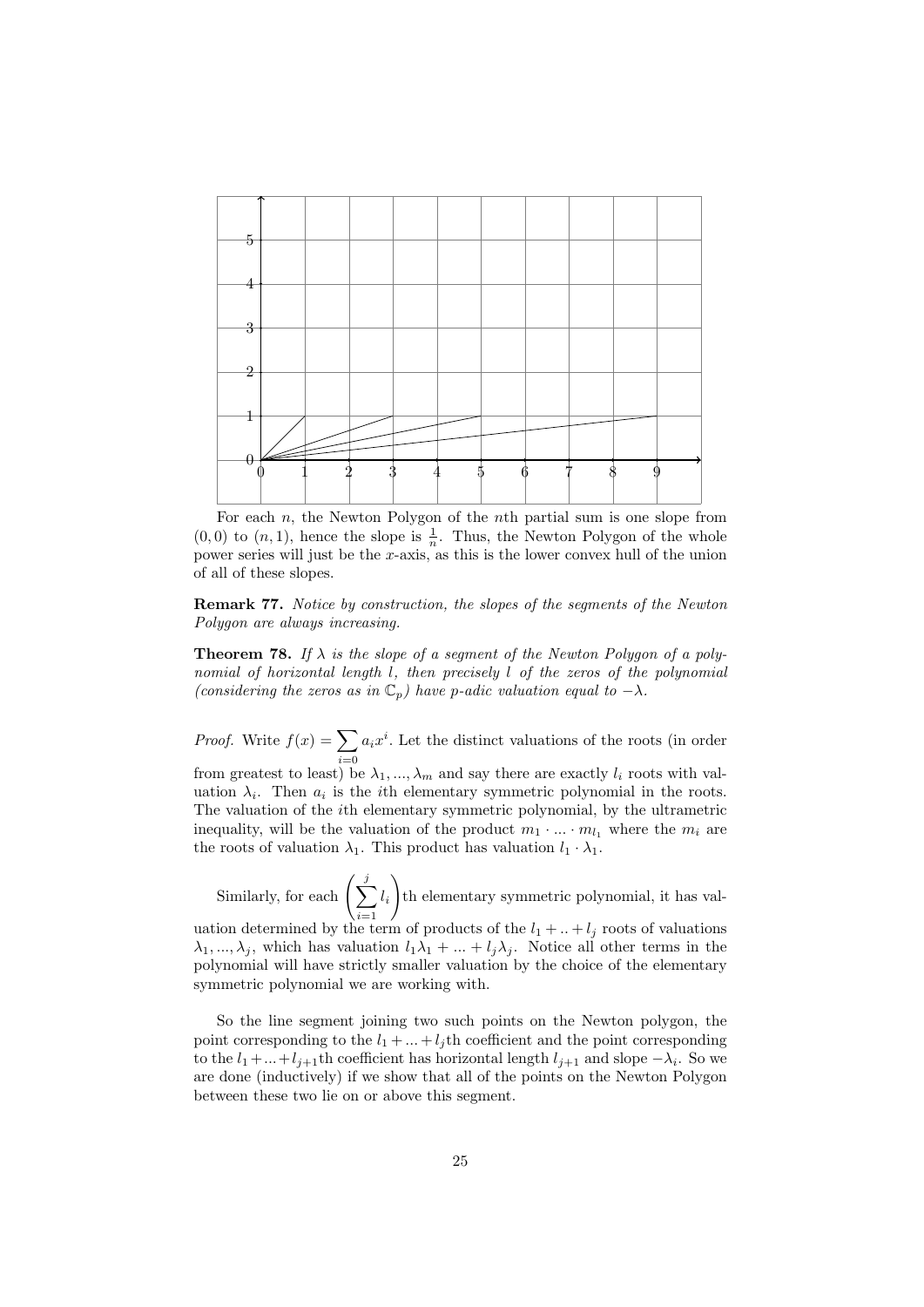For each $n$, the Newton Polygon of the $n$th partial sum is one slope from $(0, 0)$ to $(n, 1)$, hence the slope is $\frac{1}{n}$. Thus, the Newton Polygon of the whole power series will just be the $x$-axis, as this is the lower convex hull of the union of all of these slopes.

**Remark 77.** *Notice by construction, the slopes of the segments of the Newton Polygon are always increasing.*

**Theorem 78.** *If $\lambda$ is the slope of a segment of the Newton Polygon of a polynomial of horizontal length $l$, then precisely $l$ of the zeros of the polynomial (considering the zeros as in $\mathbb{C}_p$) have $p$-adic valuation equal to $-\lambda$.*

*Proof.* Write $f(x) = \sum_{i=0} a_i x^i$. Let the distinct valuations of the roots (in order from greatest to least) be $\lambda_1, ..., \lambda_m$ and say there are exactly $l_i$ roots with valuation $\lambda_i$. Then $a_i$ is the $i$th elementary symmetric polynomial in the roots. The valuation of the $i$th elementary symmetric polynomial, by the ultrametric inequality, will be the valuation of the product $m_1 \cdot ... \cdot m_{l_1}$ where the $m_i$ are the roots of valuation $\lambda_1$. This product has valuation $l_1 \cdot \lambda_1$.

Similarly, for each $\left(\sum_{i=1}^{j} l_i\right)$th elementary symmetric polynomial, it has valuation determined by the term of products of the $l_1 + .. + l_j$ roots of valuations $\lambda_1, ..., \lambda_j$, which has valuation $l_1\lambda_1 + ... + l_j\lambda_j$. Notice all other terms in the polynomial will have strictly smaller valuation by the choice of the elementary symmetric polynomial we are working with.

So the line segment joining two such points on the Newton polygon, the point corresponding to the $l_1 + ... + l_j$th coefficient and the point corresponding to the $l_1 + ... + l_{j+1}$th coefficient has horizontal length $l_{j+1}$ and slope $-\lambda_i$. So we are done (inductively) if we show that all of the points on the Newton Polygon between these two lie on or above this segment.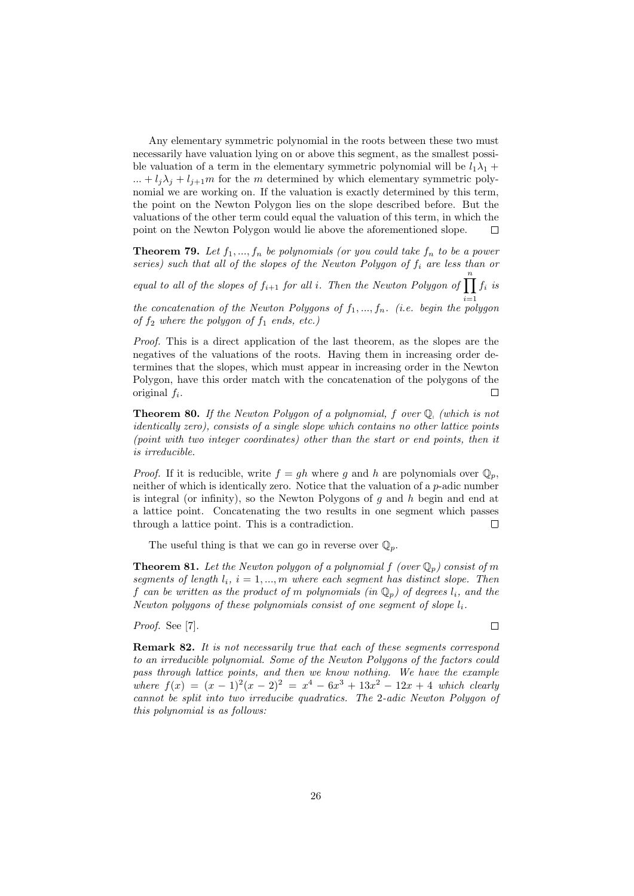Any elementary symmetric polynomial in the roots between these two must necessarily have valuation lying on or above this segment, as the smallest possible valuation of a term in the elementary symmetric polynomial will be $l_1\lambda_1 + ... + l_j\lambda_j + l_{j+1}m$ for the $m$ determined by which elementary symmetric polynomial we are working on. If the valuation is exactly determined by this term, the point on the Newton Polygon lies on the slope described before. But the valuations of the other term could equal the valuation of this term, in which the point on the Newton Polygon would lie above the aforementioned slope. ☐

**Theorem 79.** *Let $f_1, ..., f_n$ be polynomials (or you could take $f_n$ to be a power series) such that all of the slopes of the Newton Polygon of $f_i$ are less than or equal to all of the slopes of $f_{i+1}$ for all $i$. Then the Newton Polygon of $\prod_{i=1}^{n} f_i$ is the concatenation of the Newton Polygons of $f_1, ..., f_n$. (i.e. begin the polygon of $f_2$ where the polygon of $f_1$ ends, etc.)*

*Proof.* This is a direct application of the last theorem, as the slopes are the negatives of the valuations of the roots. Having them in increasing order determines that the slopes, which must appear in increasing order in the Newton Polygon, have this order match with the concatenation of the polygons of the original $f_i$. ☐

**Theorem 80.** *If the Newton Polygon of a polynomial, $f$ over $\mathbb{Q}$ (which is not identically zero), consists of a single slope which contains no other lattice points (point with two integer coordinates) other than the start or end points, then it is irreducible.*

*Proof.* If it is reducible, write $f = gh$ where $g$ and $h$ are polynomials over $\mathbb{Q}_p$, neither of which is identically zero. Notice that the valuation of a $p$-adic number is integral (or infinity), so the Newton Polygons of $g$ and $h$ begin and end at a lattice point. Concatenating the two results in one segment which passes through a lattice point. This is a contradiction. ☐

The useful thing is that we can go in reverse over $\mathbb{Q}_p$.

**Theorem 81.** *Let the Newton polygon of a polynomial $f$ (over $\mathbb{Q}_p$) consist of $m$ segments of length $l_i$, $i = 1, ..., m$ where each segment has distinct slope. Then $f$ can be written as the product of $m$ polynomials (in $\mathbb{Q}_p$) of degrees $l_i$, and the Newton polygons of these polynomials consist of one segment of slope $l_i$.*

*Proof.* See [7]. ☐

**Remark 82.** *It is not necessarily true that each of these segments correspond to an irreducible polynomial. Some of the Newton Polygons of the factors could pass through lattice points, and then we know nothing. We have the example where $f(x) = (x-1)^2(x-2)^2 = x^4 - 6x^3 + 13x^2 - 12x + 4$ which clearly cannot be split into two irreducibe quadratics. The 2-adic Newton Polygon of this polynomial is as follows:*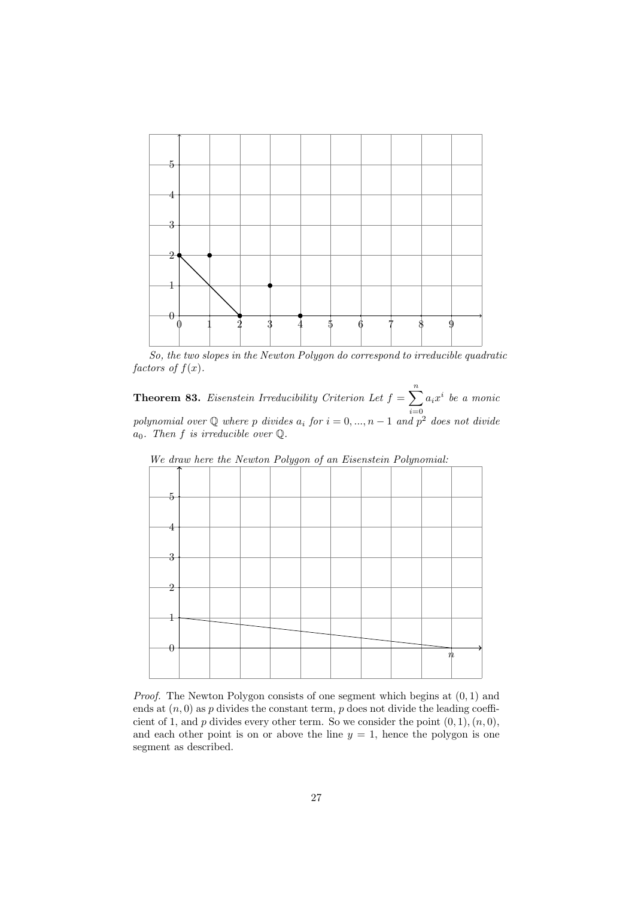*So, the two slopes in the Newton Polygon do correspond to irreducible quadratic factors of $f(x)$.*

**Theorem 83.** *Eisenstein Irreducibility Criterion Let $f = \sum_{i=0}^{n} a_i x^i$ be a monic polynomial over $\mathbb{Q}$ where $p$ divides $a_i$ for $i = 0, ..., n-1$ and $p^2$ does not divide $a_0$. Then $f$ is irreducible over $\mathbb{Q}$.*

*We draw here the Newton Polygon of an Eisenstein Polynomial:*

*Proof.* The Newton Polygon consists of one segment which begins at $(0, 1)$ and ends at $(n, 0)$ as $p$ divides the constant term, $p$ does not divide the leading coefficient of 1, and $p$ divides every other term. So we consider the point $(0, 1), (n, 0)$, and each other point is on or above the line $y = 1$, hence the polygon is one segment as described.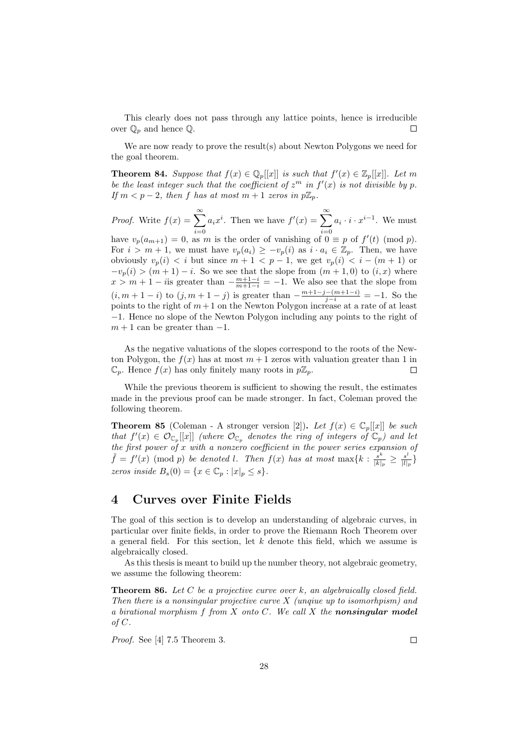This clearly does not pass through any lattice points, hence is irreducible over $\mathbb{Q}_p$ and hence $\mathbb{Q}$. $\square$

We are now ready to prove the result(s) about Newton Polygons we need for the goal theorem.

**Theorem 84.** *Suppose that $f(x) \in \mathbb{Q}_p[[x]]$ is such that $f'(x) \in \mathbb{Z}_p[[x]]$. Let $m$ be the least integer such that the coefficient of $z^m$ in $f'(x)$ is not divisible by $p$. If $m < p - 2$, then $f$ has at most $m + 1$ zeros in $p\mathbb{Z}_p$.*

*Proof.* Write $f(x) = \sum_{i=0}^{\infty} a_i x^i$. Then we have $f'(x) = \sum_{i=0}^{\infty} a_i \cdot i \cdot x^{i-1}$. We must have $v_p(a_{m+1}) = 0$, as $m$ is the order of vanishing of $0 \equiv p$ of $f'(t) \pmod p$. For $i > m + 1$, we must have $v_p(a_i) \geq -v_p(i)$ as $i \cdot a_i \in \mathbb{Z}_p$. Then, we have obviously $v_p(i) < i$ but since $m + 1 < p - 1$, we get $v_p(i) < i - (m + 1)$ or $-v_p(i) > (m + 1) - i$. So we see that the slope from $(m + 1, 0)$ to $(i, x)$ where $x > m + 1 - i$is greater than $-\frac{m+1-i}{m+1-i} = -1$. We also see that the slope from $(i, m + 1 - i)$ to $(j, m + 1 - j)$ is greater than $-\frac{m+1-j-(m+1-i)}{j-i} = -1$. So the points to the right of $m+1$ on the Newton Polygon increase at a rate of at least $-1$. Hence no slope of the Newton Polygon including any points to the right of $m + 1$ can be greater than $-1$.

As the negative valuations of the slopes correspond to the roots of the Newton Polygon, the $f(x)$ has at most $m + 1$ zeros with valuation greater than 1 in $\mathbb{C}_p$. Hence $f(x)$ has only finitely many roots in $p\mathbb{Z}_p$. $\square$

While the previous theorem is sufficient to showing the result, the estimates made in the previous proof can be made stronger. In fact, Coleman proved the following theorem.

**Theorem 85** (Coleman - A stronger version [2])**.** *Let $f(x) \in \mathbb{C}_p[[x]]$ be such that $f'(x) \in \mathcal{O}_{\mathbb{C}_p}[[x]]$ (where $\mathcal{O}_{\mathbb{C}_p}$ denotes the ring of integers of $\mathbb{C}_p$) and let the first power of $x$ with a nonzero coefficient in the power series expansion of $\tilde{f} = f'(x) \pmod p$ be denoted $l$. Then $f(x)$ has at most $\max\{k : \frac{s^k}{|k|_p} \geq \frac{s^l}{|l|_p}\}$ zeros inside $B_s(0) = \{x \in \mathbb{C}_p : |x|_p \leq s\}$.*

# 4 Curves over Finite Fields

The goal of this section is to develop an understanding of algebraic curves, in particular over finite fields, in order to prove the Riemann Roch Theorem over a general field. For this section, let $k$ denote this field, which we assume is algebraically closed.

As this thesis is meant to build up the number theory, not algebraic geometry, we assume the following theorem:

**Theorem 86.** *Let $C$ be a projective curve over $k$, an algebraically closed field. Then there is a nonsingular projective curve $X$ (unqiue up to isomorhpism) and a birational morphism $f$ from $X$ onto $C$. We call $X$ the* ***nonsingular model*** *of $C$.*

*Proof.* See [4] 7.5 Theorem 3. $\square$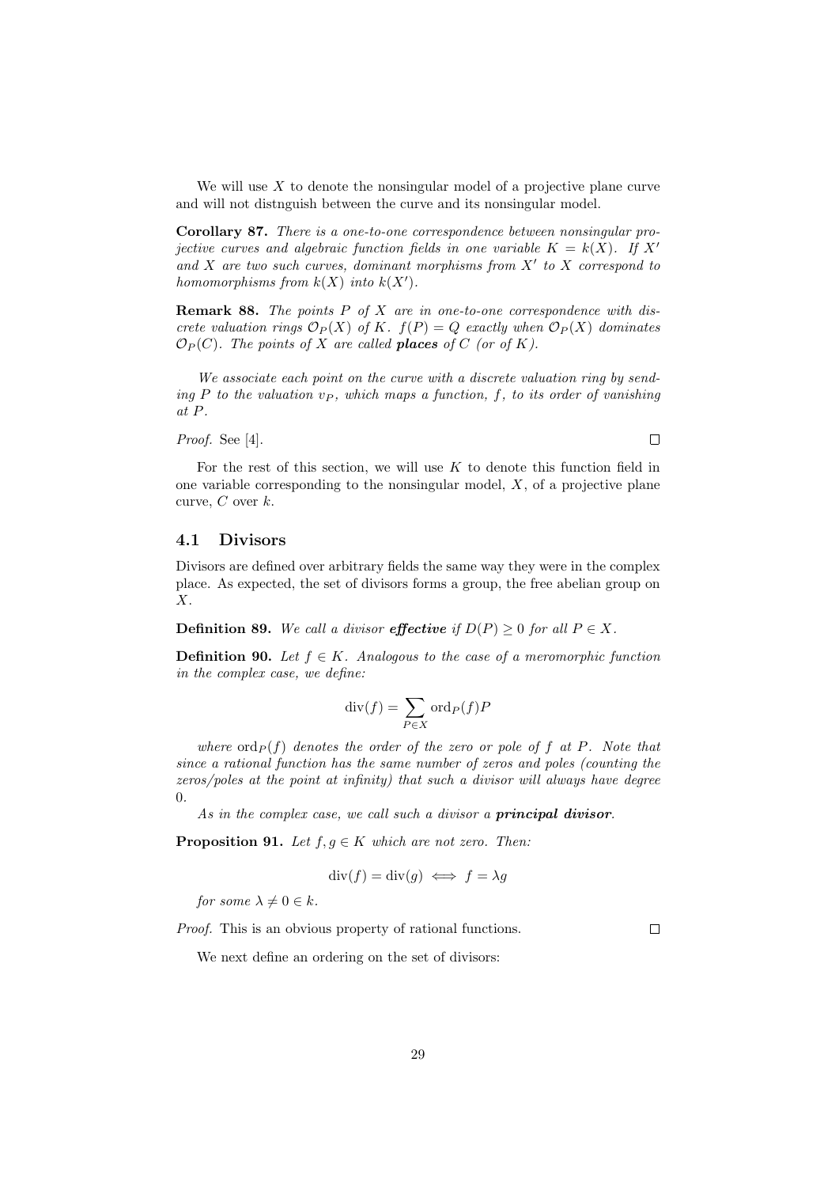We will use $X$ to denote the nonsingular model of a projective plane curve and will not distnguish between the curve and its nonsingular model.

**Corollary 87.** *There is a one-to-one correspondence between nonsingular projective curves and algebraic function fields in one variable $K = k(X)$. If $X'$ and $X$ are two such curves, dominant morphisms from $X'$ to $X$ correspond to homomorphisms from $k(X)$ into $k(X')$.*

**Remark 88.** *The points $P$ of $X$ are in one-to-one correspondence with discrete valuation rings $\mathcal{O}_P(X)$ of $K$. $f(P) = Q$ exactly when $\mathcal{O}_P(X)$ dominates $\mathcal{O}_P(C)$. The points of $X$ are called* ***places*** *of $C$ (or of $K$).*

*We associate each point on the curve with a discrete valuation ring by sending $P$ to the valuation $v_P$, which maps a function, $f$, to its order of vanishing at $P$.*

*Proof.* See [4]. $\square$

For the rest of this section, we will use $K$ to denote this function field in one variable corresponding to the nonsingular model, $X$, of a projective plane curve, $C$ over $k$.

## 4.1 Divisors

Divisors are defined over arbitrary fields the same way they were in the complex place. As expected, the set of divisors forms a group, the free abelian group on $X$.

**Definition 89.** *We call a divisor* ***effective*** *if $D(P) \geq 0$ for all $P \in X$.*

**Definition 90.** *Let $f \in K$. Analogous to the case of a meromorphic function in the complex case, we define:*

$$\operatorname{div}(f) = \sum_{P \in X} \operatorname{ord}_P(f) P$$

*where $\operatorname{ord}_P(f)$ denotes the order of the zero or pole of $f$ at $P$. Note that since a rational function has the same number of zeros and poles (counting the zeros/poles at the point at infinity) that such a divisor will always have degree 0.*

*As in the complex case, we call such a divisor a* ***principal divisor***.

**Proposition 91.** *Let $f, g \in K$ which are not zero. Then:*

$$\operatorname{div}(f) = \operatorname{div}(g) \iff f = \lambda g$$

*for some $\lambda \neq 0 \in k$.*

*Proof.* This is an obvious property of rational functions. $\square$

We next define an ordering on the set of divisors: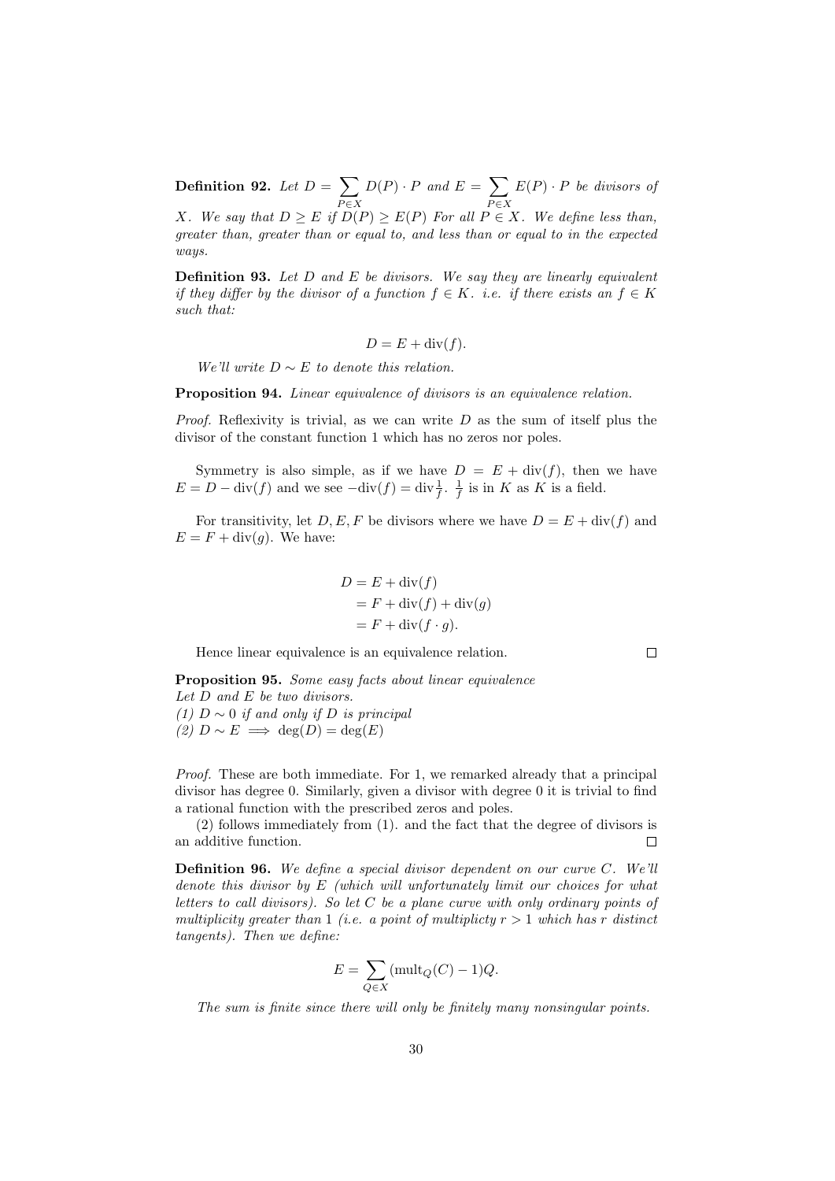**Definition 92.** *Let $D = \sum_{P \in X} D(P) \cdot P$ and $E = \sum_{P \in X} E(P) \cdot P$ be divisors of $X$. We say that $D \geq E$ if $D(P) \geq E(P)$ For all $P \in X$. We define less than, greater than, greater than or equal to, and less than or equal to in the expected ways.*

**Definition 93.** *Let $D$ and $E$ be divisors. We say they are linearly equivalent if they differ by the divisor of a function $f \in K$. i.e. if there exists an $f \in K$ such that:*

$$D = E + \text{div}(f).$$

*We'll write $D \sim E$ to denote this relation.*

**Proposition 94.** *Linear equivalence of divisors is an equivalence relation.*

*Proof.* Reflexivity is trivial, as we can write $D$ as the sum of itself plus the divisor of the constant function 1 which has no zeros nor poles.

Symmetry is also simple, as if we have $D = E + \text{div}(f)$, then we have $E = D - \text{div}(f)$ and we see $-\text{div}(f) = \text{div}\frac{1}{f}$. $\frac{1}{f}$ is in $K$ as $K$ is a field.

For transitivity, let $D, E, F$ be divisors where we have $D = E + \text{div}(f)$ and $E = F + \text{div}(g)$. We have:

$$\begin{aligned}
D &= E + \text{div}(f) \\
&= F + \text{div}(f) + \text{div}(g) \\
&= F + \text{div}(f \cdot g).
\end{aligned}$$

Hence linear equivalence is an equivalence relation. □

**Proposition 95.** *Some easy facts about linear equivalence*
*Let $D$ and $E$ be two divisors.*
*(1) $D \sim 0$ if and only if $D$ is principal*
*(2) $D \sim E \implies \deg(D) = \deg(E)$*

*Proof.* These are both immediate. For 1, we remarked already that a principal divisor has degree 0. Similarly, given a divisor with degree 0 it is trivial to find a rational function with the prescribed zeros and poles.

(2) follows immediately from (1). and the fact that the degree of divisors is an additive function. □

**Definition 96.** *We define a special divisor dependent on our curve $C$. We'll denote this divisor by $E$ (which will unfortunately limit our choices for what letters to call divisors). So let $C$ be a plane curve with only ordinary points of multiplicity greater than 1 (i.e. a point of multiplicty $r > 1$ which has $r$ distinct tangents). Then we define:*

$$E = \sum_{Q \in X} (\text{mult}_Q(C) - 1)Q.$$

*The sum is finite since there will only be finitely many nonsingular points.*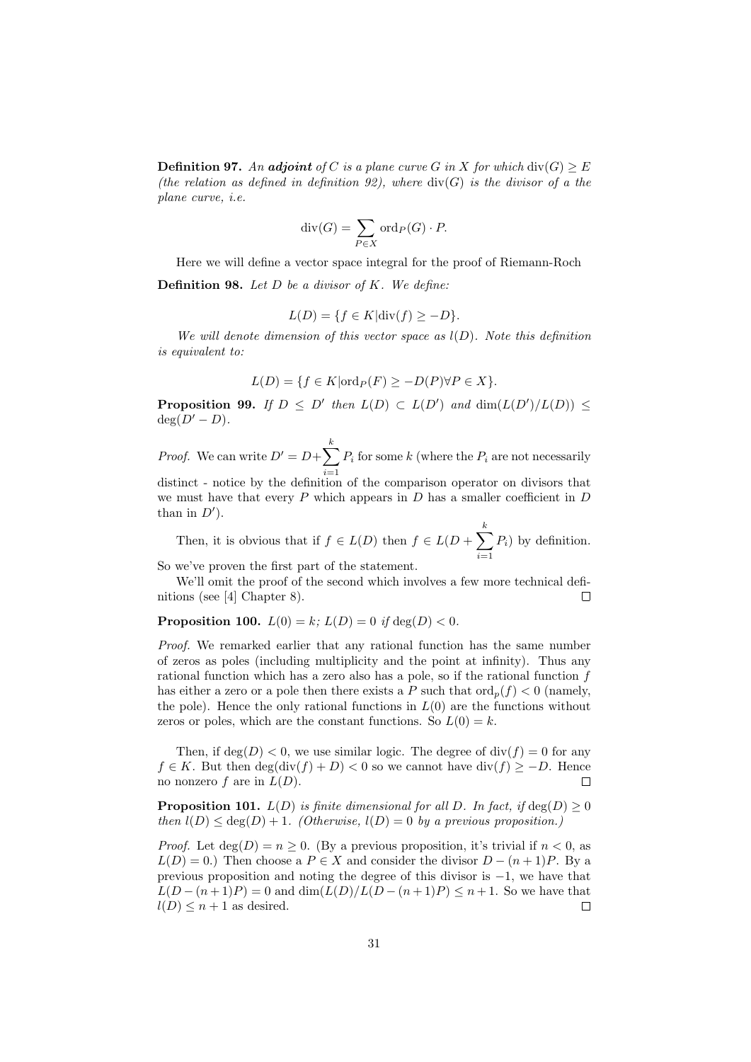**Definition 97.** *An **adjoint** of $C$ is a plane curve $G$ in $X$ for which $\operatorname{div}(G) \geq E$ (the relation as defined in definition 92), where $\operatorname{div}(G)$ is the divisor of a the plane curve, i.e.*

$$\operatorname{div}(G) = \sum_{P \in X} \operatorname{ord}_P(G) \cdot P.$$

Here we will define a vector space integral for the proof of Riemann-Roch

**Definition 98.** *Let $D$ be a divisor of $K$. We define:*

$$L(D) = \{f \in K | \operatorname{div}(f) \geq -D\}.$$

*We will denote dimension of this vector space as $l(D)$. Note this definition is equivalent to:*

$$L(D) = \{f \in K | \operatorname{ord}_P(F) \geq -D(P) \forall P \in X\}.$$

**Proposition 99.** *If $D \leq D'$ then $L(D) \subset L(D')$ and $\dim(L(D')/L(D)) \leq \deg(D' - D)$.*

*Proof.* We can write $D' = D + \sum_{i=1}^{k} P_i$ for some $k$ (where the $P_i$ are not necessarily distinct - notice by the definition of the comparison operator on divisors that we must have that every $P$ which appears in $D$ has a smaller coefficient in $D$ than in $D'$).

Then, it is obvious that if $f \in L(D)$ then $f \in L(D + \sum_{i=1}^{k} P_i)$ by definition. So we've proven the first part of the statement.

We'll omit the proof of the second which involves a few more technical definitions (see [4] Chapter 8). □

**Proposition 100.** *$L(0) = k$; $L(D) = 0$ if $\deg(D) < 0$.*

*Proof.* We remarked earlier that any rational function has the same number of zeros as poles (including multiplicity and the point at infinity). Thus any rational function which has a zero also has a pole, so if the rational function $f$ has either a zero or a pole then there exists a $P$ such that $\operatorname{ord}_p(f) < 0$ (namely, the pole). Hence the only rational functions in $L(0)$ are the functions without zeros or poles, which are the constant functions. So $L(0) = k$.

Then, if $\deg(D) < 0$, we use similar logic. The degree of $\operatorname{div}(f) = 0$ for any $f \in K$. But then $\deg(\operatorname{div}(f) + D) < 0$ so we cannot have $\operatorname{div}(f) \geq -D$. Hence no nonzero $f$ are in $L(D)$. □

**Proposition 101.** *$L(D)$ is finite dimensional for all $D$. In fact, if $\deg(D) \geq 0$ then $l(D) \leq \deg(D) + 1$. (Otherwise, $l(D) = 0$ by a previous proposition.)*

*Proof.* Let $\deg(D) = n \geq 0$. (By a previous proposition, it's trivial if $n < 0$, as $L(D) = 0$.) Then choose a $P \in X$ and consider the divisor $D - (n+1)P$. By a previous proposition and noting the degree of this divisor is $-1$, we have that $L(D - (n+1)P) = 0$ and $\dim(L(D)/L(D - (n+1)P) \leq n + 1$. So we have that $l(D) \leq n + 1$ as desired. □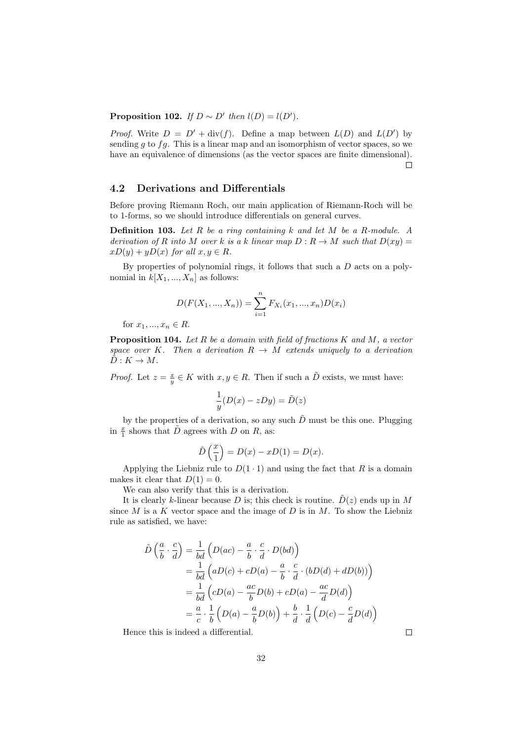**Proposition 102.** *If $D \sim D'$ then $l(D) = l(D')$.*

*Proof.* Write $D = D' + \text{div}(f)$. Define a map between $L(D)$ and $L(D')$ by sending $g$ to $fg$. This is a linear map and an isomorphism of vector spaces, so we have an equivalence of dimensions (as the vector spaces are finite dimensional). □

## 4.2 Derivations and Differentials

Before proving Riemann Roch, our main application of Riemann-Roch will be to 1-forms, so we should introduce differentials on general curves.

**Definition 103.** *Let $R$ be a ring containing $k$ and let $M$ be a $R$-module. A derivation of $R$ into $M$ over $k$ is a $k$ linear map $D : R \to M$ such that $D(xy) = xD(y) + yD(x)$ for all $x, y \in R$.*

By properties of polynomial rings, it follows that such a $D$ acts on a polynomial in $k[X_1, ..., X_n]$ as follows:

$$D(F(X_1, ..., X_n)) = \sum_{i=1}^{n} F_{X_i}(x_1, ..., x_n)D(x_i)$$

for $x_1, ..., x_n \in R$.

**Proposition 104.** *Let $R$ be a domain with field of fractions $K$ and $M$, a vector space over $K$. Then a derivation $R \to M$ extends uniquely to a derivation $\tilde{D} : K \to M$.*

*Proof.* Let $z = \frac{x}{y} \in K$ with $x, y \in R$. Then if such a $\tilde{D}$ exists, we must have:

$$\frac{1}{y}(D(x) - zDy) = \tilde{D}(z)$$

by the properties of a derivation, so any such $\tilde{D}$ must be this one. Plugging in $\frac{x}{1}$ shows that $\tilde{D}$ agrees with $D$ on $R$, as:

$$\tilde{D}\left(\frac{x}{1}\right) = D(x) - xD(1) = D(x).$$

Applying the Liebniz rule to $D(1 \cdot 1)$ and using the fact that $R$ is a domain makes it clear that $D(1) = 0$.

We can also verify that this is a derivation.

It is clearly $k$-linear because $D$ is; this check is routine. $\tilde{D}(z)$ ends up in $M$ since $M$ is a $K$ vector space and the image of $D$ is in $M$. To show the Liebniz rule as satisfied, we have:

$$\begin{aligned}
\tilde{D}\left(\frac{a}{b} \cdot \frac{c}{d}\right) &= \frac{1}{bd}\left(D(ac) - \frac{a}{b} \cdot \frac{c}{d} \cdot D(bd)\right) \\
&= \frac{1}{bd}\left(aD(c) + cD(a) - \frac{a}{b} \cdot \frac{c}{d} \cdot (bD(d) + dD(b))\right) \\
&= \frac{1}{bd}\left(cD(a) - \frac{ac}{b}D(b) + cD(a) - \frac{ac}{d}D(d)\right) \\
&= \frac{a}{c} \cdot \frac{1}{b}\left(D(a) - \frac{a}{b}D(b)\right) + \frac{b}{d} \cdot \frac{1}{d}\left(D(c) - \frac{c}{d}D(d)\right)
\end{aligned}$$

Hence this is indeed a differential. □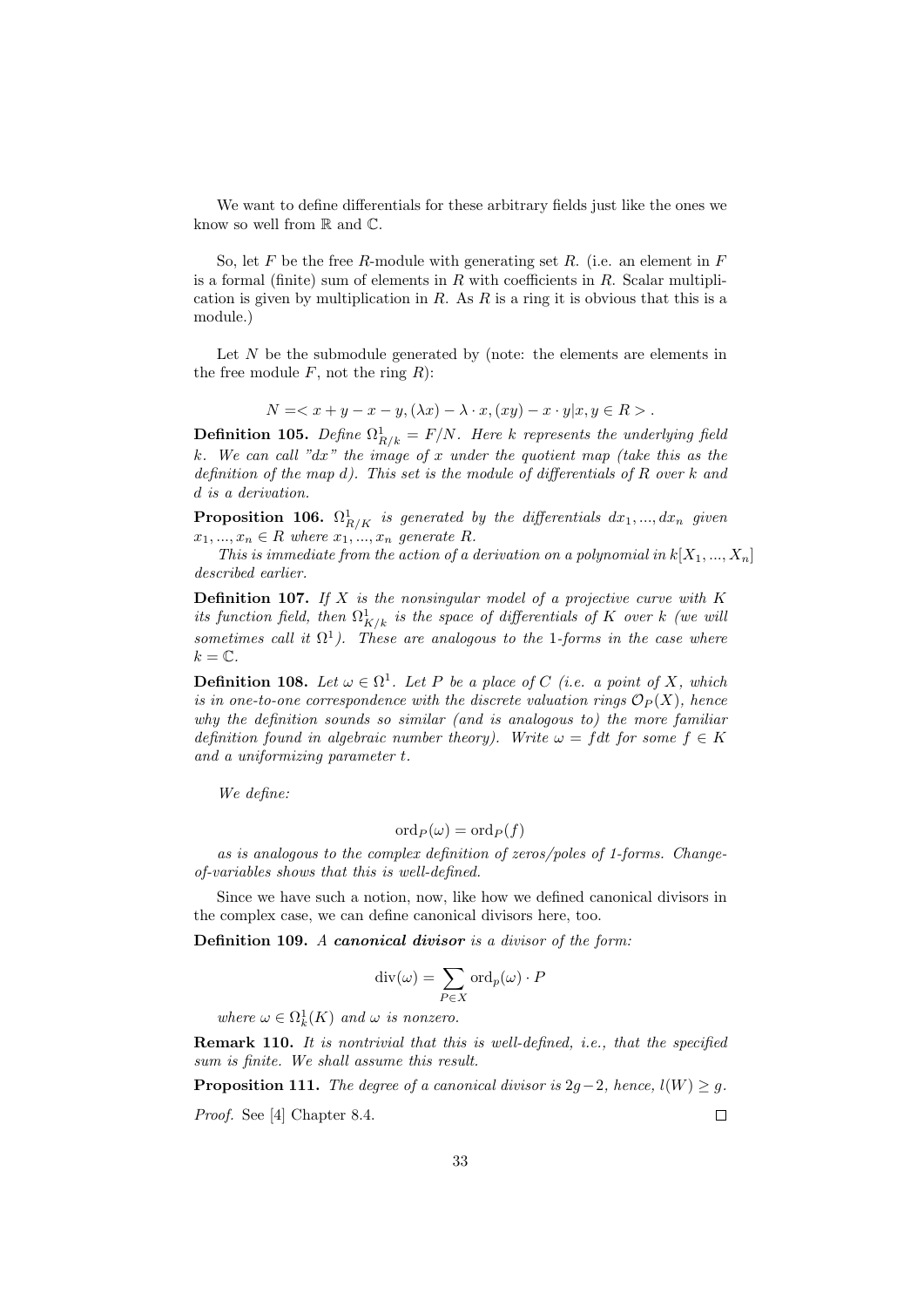We want to define differentials for these arbitrary fields just like the ones we know so well from $\mathbb{R}$ and $\mathbb{C}$.

So, let $F$ be the free $R$-module with generating set $R$. (i.e. an element in $F$ is a formal (finite) sum of elements in $R$ with coefficients in $R$. Scalar multiplication is given by multiplication in $R$. As $R$ is a ring it is obvious that this is a module.)

Let $N$ be the submodule generated by (note: the elements are elements in the free module $F$, not the ring $R$):

$$N = < x + y - x - y, (\lambda x) - \lambda \cdot x, (xy) - x \cdot y | x, y \in R > .$$

**Definition 105.** *Define $\Omega^1_{R/k} = F/N$. Here $k$ represents the underlying field $k$. We can call "$dx$" the image of $x$ under the quotient map (take this as the definition of the map $d$). This set is the module of differentials of $R$ over $k$ and $d$ is a derivation.*

**Proposition 106.** *$\Omega^1_{R/K}$ is generated by the differentials $dx_1, ..., dx_n$ given $x_1, ..., x_n \in R$ where $x_1, ..., x_n$ generate $R$.*

*This is immediate from the action of a derivation on a polynomial in $k[X_1, ..., X_n]$ described earlier.*

**Definition 107.** *If $X$ is the nonsingular model of a projective curve with $K$ its function field, then $\Omega^1_{K/k}$ is the space of differentials of $K$ over $k$ (we will sometimes call it $\Omega^1$). These are analogous to the 1-forms in the case where $k = \mathbb{C}$.*

**Definition 108.** *Let $\omega \in \Omega^1$. Let $P$ be a place of $C$ (i.e. a point of $X$, which is in one-to-one correspondence with the discrete valuation rings $\mathcal{O}_P(X)$, hence why the definition sounds so similar (and is analogous to) the more familiar definition found in algebraic number theory). Write $\omega = f dt$ for some $f \in K$ and a uniformizing parameter $t$.*

*We define:*

$$\mathrm{ord}_P(\omega) = \mathrm{ord}_P(f)$$

*as is analogous to the complex definition of zeros/poles of 1-forms. Change-of-variables shows that this is well-defined.*

Since we have such a notion, now, like how we defined canonical divisors in the complex case, we can define canonical divisors here, too.

**Definition 109.** *A* ***canonical divisor*** *is a divisor of the form:*

$$\mathrm{div}(\omega) = \sum_{P \in X} \mathrm{ord}_p(\omega) \cdot P$$

*where $\omega \in \Omega^1_k(K)$ and $\omega$ is nonzero.*

**Remark 110.** *It is nontrivial that this is well-defined, i.e., that the specified sum is finite. We shall assume this result.*

**Proposition 111.** *The degree of a canonical divisor is $2g-2$, hence, $l(W) \geq g$.*

*Proof.* See [4] Chapter 8.4. $\square$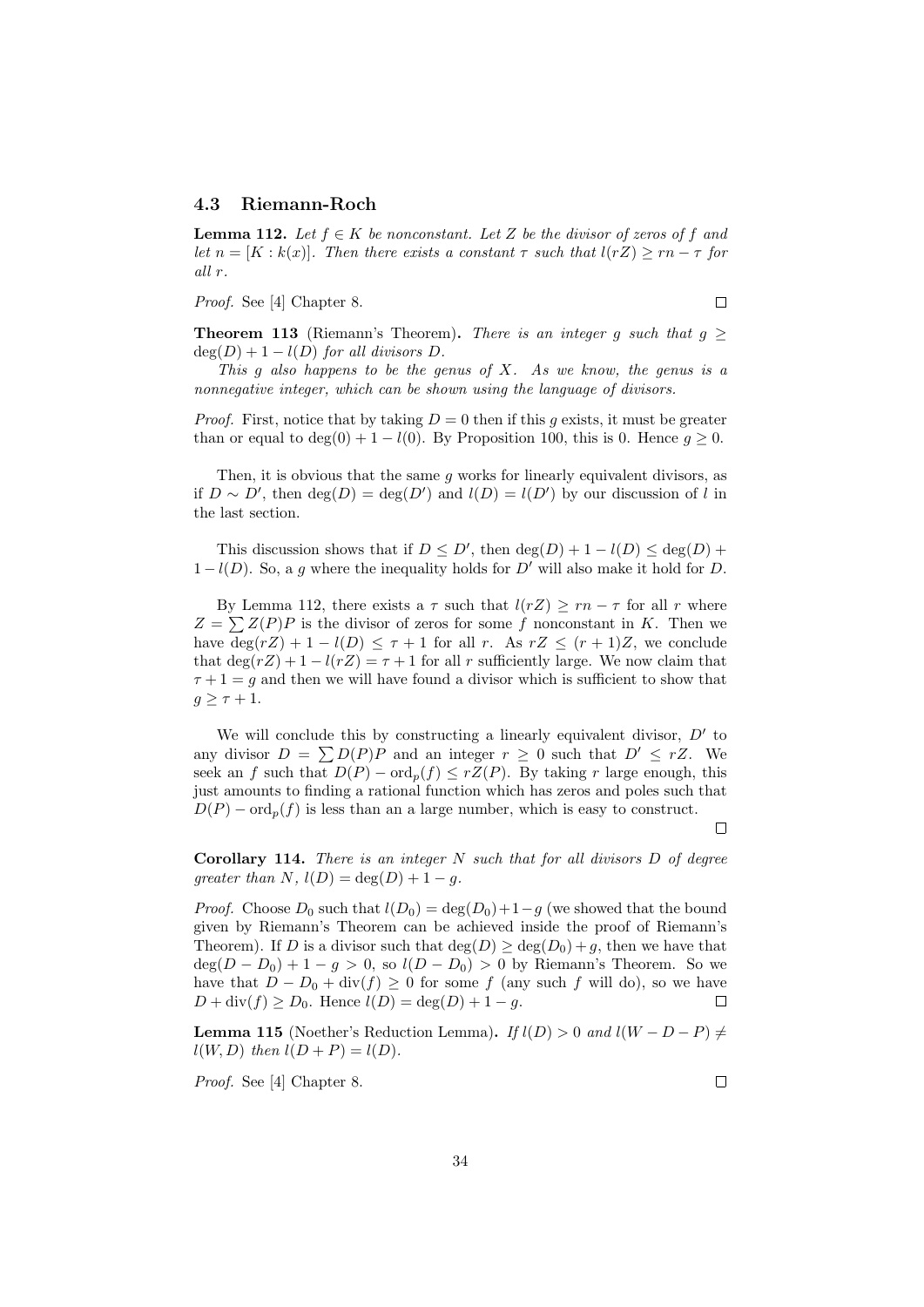### 4.3 Riemann-Roch

**Lemma 112.** *Let $f \in K$ be nonconstant. Let $Z$ be the divisor of zeros of $f$ and let $n = [K : k(x)]$. Then there exists a constant $\tau$ such that $l(rZ) \geq rn - \tau$ for all $r$.*

*Proof.* See [4] Chapter 8. □

**Theorem 113** (Riemann's Theorem)**.** *There is an integer $g$ such that $g \geq \deg(D) + 1 - l(D)$ for all divisors $D$.*

*This $g$ also happens to be the genus of $X$. As we know, the genus is a nonnegative integer, which can be shown using the language of divisors.*

*Proof.* First, notice that by taking $D = 0$ then if this $g$ exists, it must be greater than or equal to $\deg(0) + 1 - l(0)$. By Proposition 100, this is 0. Hence $g \geq 0$.

Then, it is obvious that the same $g$ works for linearly equivalent divisors, as if $D \sim D'$, then $\deg(D) = \deg(D')$ and $l(D) = l(D')$ by our discussion of $l$ in the last section.

This discussion shows that if $D \leq D'$, then $\deg(D) + 1 - l(D) \leq \deg(D) + 1 - l(D)$. So, a $g$ where the inequality holds for $D'$ will also make it hold for $D$.

By Lemma 112, there exists a $\tau$ such that $l(rZ) \geq rn - \tau$ for all $r$ where $Z = \sum Z(P)P$ is the divisor of zeros for some $f$ nonconstant in $K$. Then we have $\deg(rZ) + 1 - l(D) \leq \tau + 1$ for all $r$. As $rZ \leq (r+1)Z$, we conclude that $\deg(rZ) + 1 - l(rZ) = \tau + 1$ for all $r$ sufficiently large. We now claim that $\tau + 1 = g$ and then we will have found a divisor which is sufficient to show that $g \geq \tau + 1$.

We will conclude this by constructing a linearly equivalent divisor, $D'$ to any divisor $D = \sum D(P)P$ and an integer $r \geq 0$ such that $D' \leq rZ$. We seek an $f$ such that $D(P) - \mathrm{ord}_p(f) \leq rZ(P)$. By taking $r$ large enough, this just amounts to finding a rational function which has zeros and poles such that $D(P) - \mathrm{ord}_p(f)$ is less than an a large number, which is easy to construct. □

**Corollary 114.** *There is an integer $N$ such that for all divisors $D$ of degree greater than $N$, $l(D) = \deg(D) + 1 - g$.*

*Proof.* Choose $D_0$ such that $l(D_0) = \deg(D_0) + 1 - g$ (we showed that the bound given by Riemann's Theorem can be achieved inside the proof of Riemann's Theorem). If $D$ is a divisor such that $\deg(D) \geq \deg(D_0) + g$, then we have that $\deg(D - D_0) + 1 - g > 0$, so $l(D - D_0) > 0$ by Riemann's Theorem. So we have that $D - D_0 + \mathrm{div}(f) \geq 0$ for some $f$ (any such $f$ will do), so we have $D + \mathrm{div}(f) \geq D_0$. Hence $l(D) = \deg(D) + 1 - g$. □

**Lemma 115** (Noether's Reduction Lemma)**.** *If $l(D) > 0$ and $l(W - D - P) \neq l(W, D)$ then $l(D + P) = l(D)$.*

*Proof.* See [4] Chapter 8. □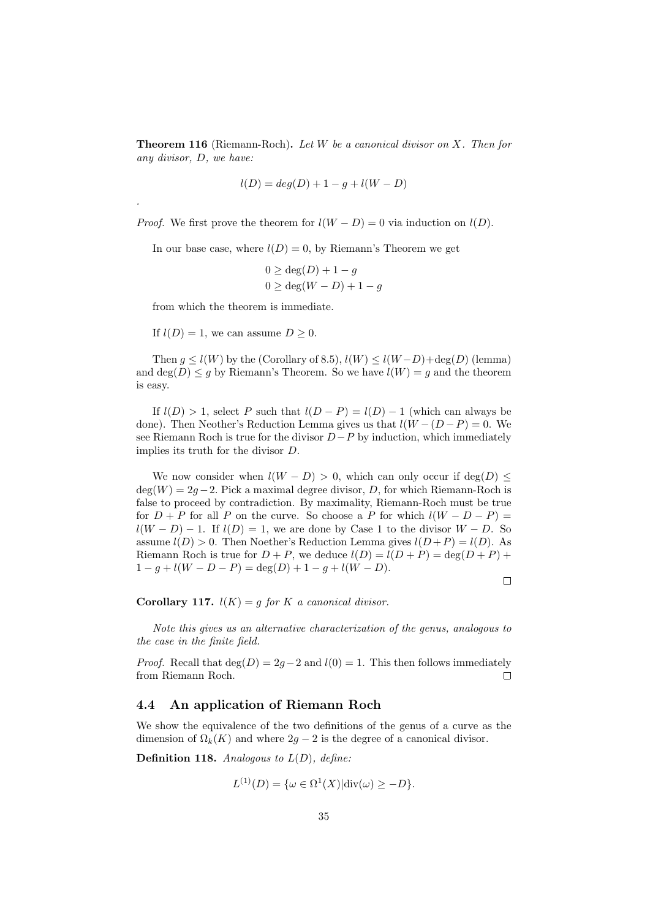**Theorem 116** (Riemann-Roch)**.** *Let $W$ be a canonical divisor on $X$. Then for any divisor, $D$, we have:*

$$l(D) = deg(D) + 1 - g + l(W - D)$$

.

*Proof.* We first prove the theorem for $l(W - D) = 0$ via induction on $l(D)$.

In our base case, where $l(D) = 0$, by Riemann's Theorem we get

$$0 \geq \deg(D) + 1 - g$$
$$0 \geq \deg(W - D) + 1 - g$$

from which the theorem is immediate.

If $l(D) = 1$, we can assume $D \geq 0$.

Then $g \leq l(W)$ by the (Corollary of 8.5), $l(W) \leq l(W-D)+\deg(D)$ (lemma) and $\deg(D) \leq g$ by Riemann's Theorem. So we have $l(W) = g$ and the theorem is easy.

If $l(D) > 1$, select $P$ such that $l(D - P) = l(D) - 1$ (which can always be done). Then Neother's Reduction Lemma gives us that $l(W - (D - P) = 0$. We see Riemann Roch is true for the divisor $D - P$ by induction, which immediately implies its truth for the divisor $D$.

We now consider when $l(W - D) > 0$, which can only occur if $\deg(D) \leq \deg(W) = 2g - 2$. Pick a maximal degree divisor, $D$, for which Riemann-Roch is false to proceed by contradiction. By maximality, Riemann-Roch must be true for $D + P$ for all $P$ on the curve. So choose a $P$ for which $l(W - D - P) = l(W - D) - 1$. If $l(D) = 1$, we are done by Case 1 to the divisor $W - D$. So assume $l(D) > 0$. Then Noether's Reduction Lemma gives $l(D + P) = l(D)$. As Riemann Roch is true for $D + P$, we deduce $l(D) = l(D + P) = \deg(D + P) + 1 - g + l(W - D - P) = \deg(D) + 1 - g + l(W - D)$. ☐

**Corollary 117.** *$l(K) = g$ for $K$ a canonical divisor.*

*Note this gives us an alternative characterization of the genus, analogous to the case in the finite field.*

*Proof.* Recall that $\deg(D) = 2g - 2$ and $l(0) = 1$. This then follows immediately from Riemann Roch. ☐

## 4.4 An application of Riemann Roch

We show the equivalence of the two definitions of the genus of a curve as the dimension of $\Omega_k(K)$ and where $2g - 2$ is the degree of a canonical divisor.

**Definition 118.** *Analogous to $L(D)$, define:*

$$L^{(1)}(D) = \{\omega \in \Omega^1(X) | \mathrm{div}(\omega) \geq -D\}.$$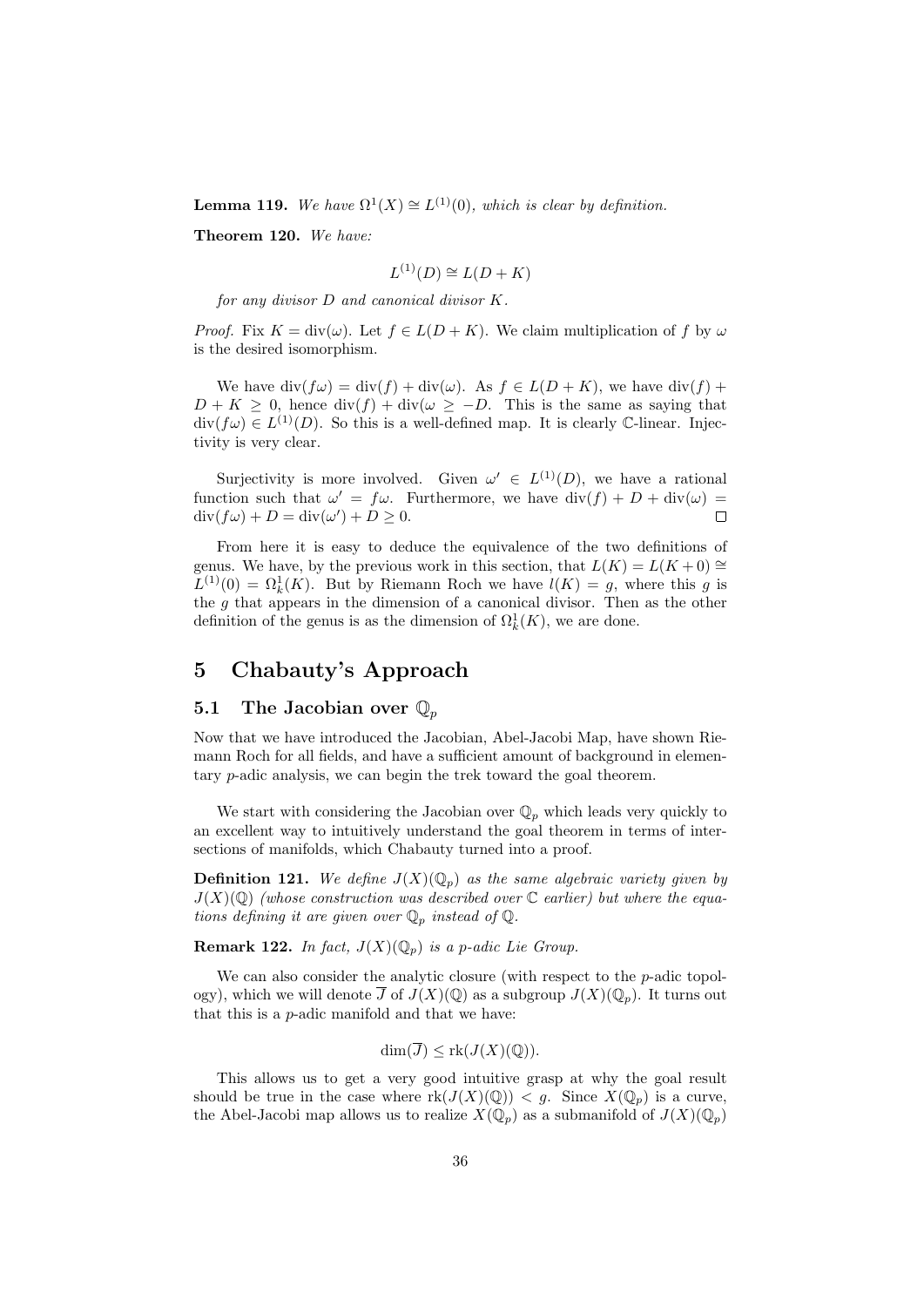**Lemma 119.** *We have $\Omega^1(X) \cong L^{(1)}(0)$, which is clear by definition.*

**Theorem 120.** *We have:*

$$L^{(1)}(D) \cong L(D+K)$$

*for any divisor $D$ and canonical divisor $K$.*

*Proof.* Fix $K = \mathrm{div}(\omega)$. Let $f \in L(D+K)$. We claim multiplication of $f$ by $\omega$ is the desired isomorphism.

We have $\mathrm{div}(f\omega) = \mathrm{div}(f) + \mathrm{div}(\omega)$. As $f \in L(D+K)$, we have $\mathrm{div}(f) + D + K \geq 0$, hence $\mathrm{div}(f) + \mathrm{div}(\omega \geq -D$. This is the same as saying that $\mathrm{div}(f\omega) \in L^{(1)}(D)$. So this is a well-defined map. It is clearly $\mathbb{C}$-linear. Injectivity is very clear.

Surjectivity is more involved. Given $\omega' \in L^{(1)}(D)$, we have a rational function such that $\omega' = f\omega$. Furthermore, we have $\mathrm{div}(f) + D + \mathrm{div}(\omega) = \mathrm{div}(f\omega) + D = \mathrm{div}(\omega') + D \geq 0$. $\square$

From here it is easy to deduce the equivalence of the two definitions of genus. We have, by the previous work in this section, that $L(K) = L(K+0) \cong L^{(1)}(0) = \Omega^1_k(K)$. But by Riemann Roch we have $l(K) = g$, where this $g$ is the $g$ that appears in the dimension of a canonical divisor. Then as the other definition of the genus is as the dimension of $\Omega^1_k(K)$, we are done.

# 5 Chabauty's Approach

## 5.1 The Jacobian over $\mathbb{Q}_p$

Now that we have introduced the Jacobian, Abel-Jacobi Map, have shown Riemann Roch for all fields, and have a sufficient amount of background in elementary $p$-adic analysis, we can begin the trek toward the goal theorem.

We start with considering the Jacobian over $\mathbb{Q}_p$ which leads very quickly to an excellent way to intuitively understand the goal theorem in terms of intersections of manifolds, which Chabauty turned into a proof.

**Definition 121.** *We define $J(X)(\mathbb{Q}_p)$ as the same algebraic variety given by $J(X)(\mathbb{Q})$ (whose construction was described over $\mathbb{C}$ earlier) but where the equations defining it are given over $\mathbb{Q}_p$ instead of $\mathbb{Q}$.*

**Remark 122.** *In fact, $J(X)(\mathbb{Q}_p)$ is a $p$-adic Lie Group.*

We can also consider the analytic closure (with respect to the $p$-adic topology), which we will denote $\overline{J}$ of $J(X)(\mathbb{Q})$ as a subgroup $J(X)(\mathbb{Q}_p)$. It turns out that this is a $p$-adic manifold and that we have:

$$\dim(\overline{J}) \leq \mathrm{rk}(J(X)(\mathbb{Q})).$$

This allows us to get a very good intuitive grasp at why the goal result should be true in the case where $\mathrm{rk}(J(X)(\mathbb{Q})) < g$. Since $X(\mathbb{Q}_p)$ is a curve, the Abel-Jacobi map allows us to realize $X(\mathbb{Q}_p)$ as a submanifold of $J(X)(\mathbb{Q}_p)$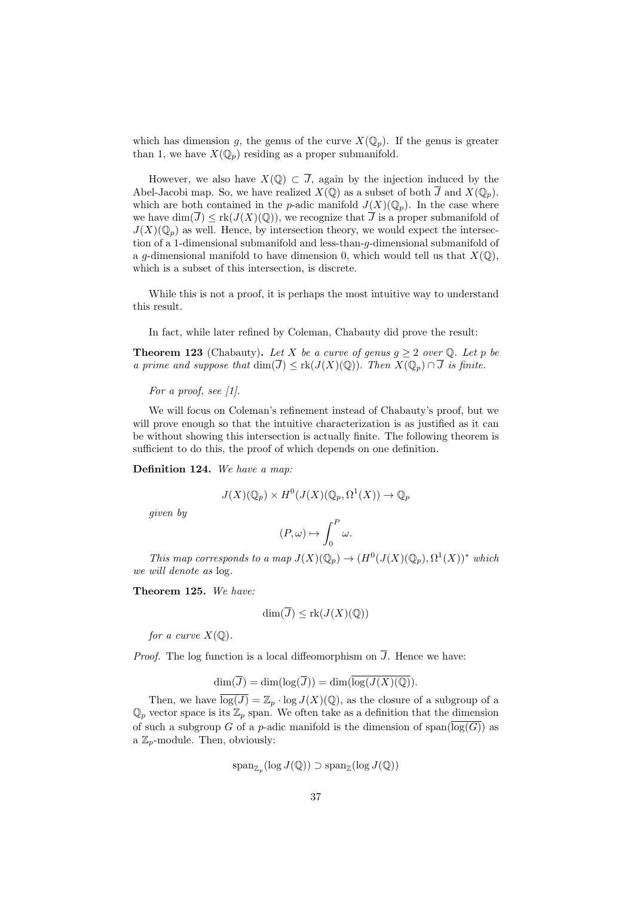which has dimension $g$, the genus of the curve $X(\mathbb{Q}_p)$. If the genus is greater than 1, we have $X(\mathbb{Q}_p)$ residing as a proper submanifold.

However, we also have $X(\mathbb{Q}) \subset \overline{J}$, again by the injection induced by the Abel-Jacobi map. So, we have realized $X(\mathbb{Q})$ as a subset of both $\overline{J}$ and $X(\mathbb{Q}_p)$. which are both contained in the $p$-adic manifold $J(X)(\mathbb{Q}_p)$. In the case where we have $\dim(\overline{J}) \leq \text{rk}(J(X)(\mathbb{Q}))$, we recognize that $\overline{J}$ is a proper submanifold of $J(X)(\mathbb{Q}_p)$ as well. Hence, by intersection theory, we would expect the intersection of a 1-dimensional submanifold and less-than-$g$-dimensional submanifold of a $g$-dimensional manifold to have dimension 0, which would tell us that $X(\mathbb{Q})$, which is a subset of this intersection, is discrete.

While this is not a proof, it is perhaps the most intuitive way to understand this result.

In fact, while later refined by Coleman, Chabauty did prove the result:

**Theorem 123** (Chabauty)**.** *Let $X$ be a curve of genus $g \geq 2$ over $\mathbb{Q}$. Let $p$ be a prime and suppose that $\dim(\overline{J}) \leq \text{rk}(J(X)(\mathbb{Q}))$. Then $X(\mathbb{Q}_p) \cap \overline{J}$ is finite.*

*For a proof, see [1].*

We will focus on Coleman's refinement instead of Chabauty's proof, but we will prove enough so that the intuitive characterization is as justified as it can be without showing this intersection is actually finite. The following theorem is sufficient to do this, the proof of which depends on one definition.

**Definition 124.** *We have a map:*

$$J(X)(\mathbb{Q}_p) \times H^0(J(X)(\mathbb{Q}_p, \Omega^1(X)) \to \mathbb{Q}_p$$

*given by*

$$(P, \omega) \mapsto \int_0^P \omega.$$

*This map corresponds to a map $J(X)(\mathbb{Q}_p) \to (H^0(J(X)(\mathbb{Q}_p), \Omega^1(X))^*$ which we will denote as* log.

**Theorem 125.** *We have:*

$$\dim(\overline{J}) \leq \text{rk}(J(X)(\mathbb{Q}))$$

*for a curve $X(\mathbb{Q})$.*

*Proof.* The log function is a local diffeomorphism on $\overline{J}$. Hence we have:

$$\dim(\overline{J}) = \dim(\log(\overline{J})) = \dim(\overline{\log(J(X)(\mathbb{Q})}).$$

Then, we have $\overline{\log(J)} = \mathbb{Z}_p \cdot \log J(X)(\mathbb{Q})$, as the closure of a subgroup of a $\mathbb{Q}_p$ vector space is its $\mathbb{Z}_p$ span. We often take as a definition that the dimension of such a subgroup $G$ of a $p$-adic manifold is the dimension of $\text{span}(\overline{\log(G)})$ as a $\mathbb{Z}_p$-module. Then, obviously:

$$\text{span}_{\mathbb{Z}_p}(\log J(\mathbb{Q})) \supset \text{span}_{\mathbb{Z}}(\log J(\mathbb{Q}))$$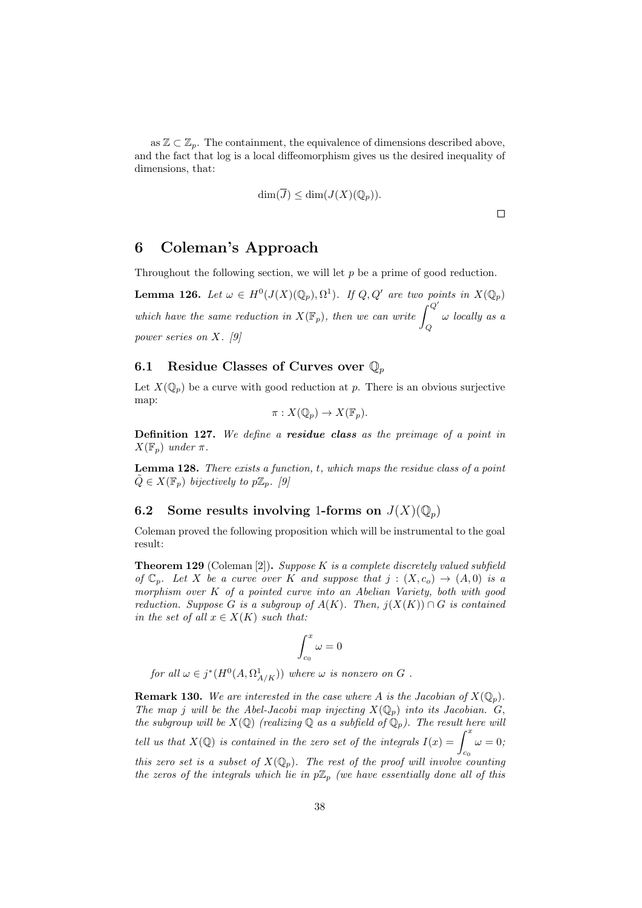as $\mathbb{Z} \subset \mathbb{Z}_p$. The containment, the equivalence of dimensions described above, and the fact that log is a local diffeomorphism gives us the desired inequality of dimensions, that:

$$\dim(\overline{J}) \leq \dim(J(X)(\mathbb{Q}_p)).$$

□

# 6 Coleman's Approach

Throughout the following section, we will let $p$ be a prime of good reduction.

**Lemma 126.** *Let $\omega \in H^0(J(X)(\mathbb{Q}_p), \Omega^1)$. If $Q, Q'$ are two points in $X(\mathbb{Q}_p)$ which have the same reduction in $X(\mathbb{F}_p)$, then we can write $\int_Q^{Q'} \omega$ locally as a power series on $X$. [9]*

## 6.1 Residue Classes of Curves over $\mathbb{Q}_p$

Let $X(\mathbb{Q}_p)$ be a curve with good reduction at $p$. There is an obvious surjective map:

$$\pi : X(\mathbb{Q}_p) \to X(\mathbb{F}_p).$$

**Definition 127.** *We define a* ***residue class*** *as the preimage of a point in $X(\mathbb{F}_p)$ under $\pi$.*

**Lemma 128.** *There exists a function, $t$, which maps the residue class of a point $\tilde{Q} \in X(\mathbb{F}_p)$ bijectively to $p\mathbb{Z}_p$. [9]*

## 6.2 Some results involving 1-forms on $J(X)(\mathbb{Q}_p)$

Coleman proved the following proposition which will be instrumental to the goal result:

**Theorem 129** (Coleman [2])**.** *Suppose $K$ is a complete discretely valued subfield of $\mathbb{C}_p$. Let $X$ be a curve over $K$ and suppose that $j : (X, c_o) \to (A, 0)$ is a morphism over $K$ of a pointed curve into an Abelian Variety, both with good reduction. Suppose $G$ is a subgroup of $A(K)$. Then, $j(X(K)) \cap G$ is contained in the set of all $x \in X(K)$ such that:*

$$\int_{c_0}^{x} \omega = 0$$

*for all $\omega \in j^*(H^0(A, \Omega^1_{A/K}))$ where $\omega$ is nonzero on $G$ .*

**Remark 130.** *We are interested in the case where $A$ is the Jacobian of $X(\mathbb{Q}_p)$. The map $j$ will be the Abel-Jacobi map injecting $X(\mathbb{Q}_p)$ into its Jacobian. $G$, the subgroup will be $X(\mathbb{Q})$ (realizing $\mathbb{Q}$ as a subfield of $\mathbb{Q}_p$). The result here will tell us that $X(\mathbb{Q})$ is contained in the zero set of the integrals $I(x) = \int_{c_0}^{x} \omega = 0$; this zero set is a subset of $X(\mathbb{Q}_p)$. The rest of the proof will involve counting the zeros of the integrals which lie in $p\mathbb{Z}_p$ (we have essentially done all of this*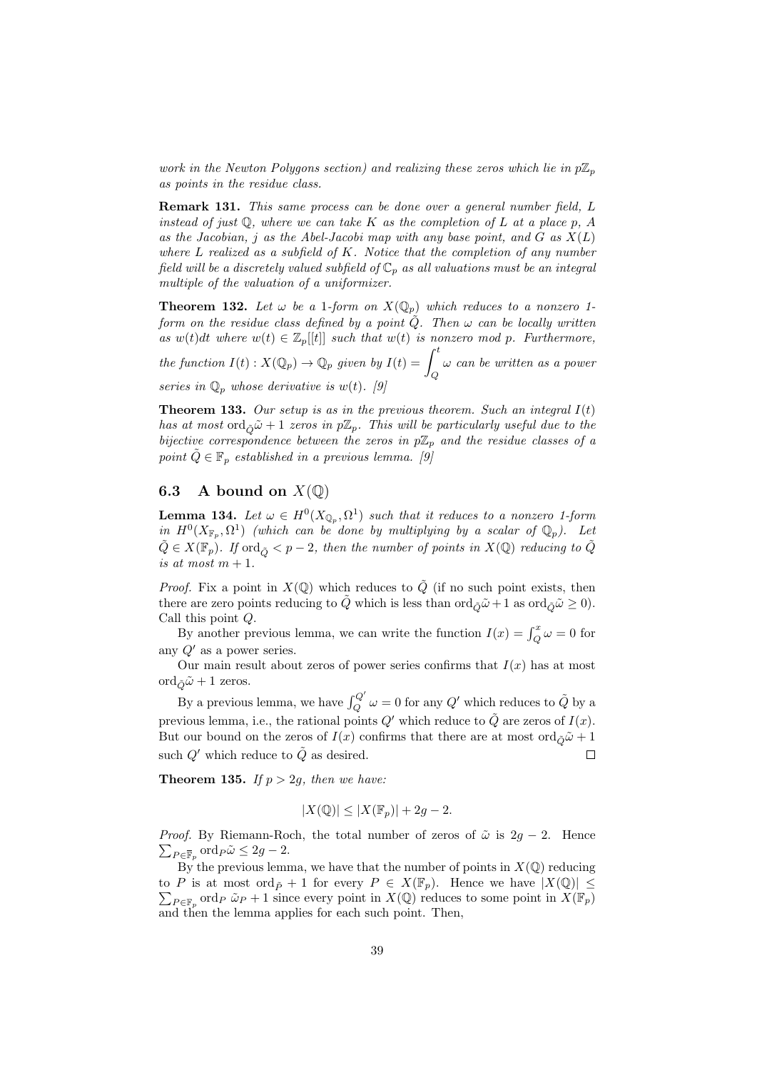*work in the Newton Polygons section) and realizing these zeros which lie in $p\mathbb{Z}_p$ as points in the residue class.*

**Remark 131.** *This same process can be done over a general number field, $L$ instead of just $\mathbb{Q}$, where we can take $K$ as the completion of $L$ at a place $p$, $A$ as the Jacobian, $j$ as the Abel-Jacobi map with any base point, and $G$ as $X(L)$ where $L$ realized as a subfield of $K$. Notice that the completion of any number field will be a discretely valued subfield of $\mathbb{C}_p$ as all valuations must be an integral multiple of the valuation of a uniformizer.*

**Theorem 132.** *Let $\omega$ be a 1-form on $X(\mathbb{Q}_p)$ which reduces to a nonzero 1-form on the residue class defined by a point $\tilde{Q}$. Then $\omega$ can be locally written as $w(t)dt$ where $w(t) \in \mathbb{Z}_p[[t]]$ such that $w(t)$ is nonzero mod $p$. Furthermore, the function $I(t) : X(\mathbb{Q}_p) \to \mathbb{Q}_p$ given by $I(t) = \displaystyle\int_Q^t \omega$ can be written as a power series in $\mathbb{Q}_p$ whose derivative is $w(t)$. [9]*

**Theorem 133.** *Our setup is as in the previous theorem. Such an integral $I(t)$ has at most $\mathrm{ord}_{\tilde{Q}}\tilde{\omega} + 1$ zeros in $p\mathbb{Z}_p$. This will be particularly useful due to the bijective correspondence between the zeros in $p\mathbb{Z}_p$ and the residue classes of a point $\tilde{Q} \in \mathbb{F}_p$ established in a previous lemma. [9]*

## 6.3 A bound on $X(\mathbb{Q})$

**Lemma 134.** *Let $\omega \in H^0(X_{\mathbb{Q}_p}, \Omega^1)$ such that it reduces to a nonzero 1-form in $H^0(X_{\mathbb{F}_p}, \Omega^1)$ (which can be done by multiplying by a scalar of $\mathbb{Q}_p$). Let $\tilde{Q} \in X(\mathbb{F}_p)$. If $\mathrm{ord}_{\tilde{Q}} < p - 2$, then the number of points in $X(\mathbb{Q})$ reducing to $\tilde{Q}$ is at most $m + 1$.*

*Proof.* Fix a point in $X(\mathbb{Q})$ which reduces to $\tilde{Q}$ (if no such point exists, then there are zero points reducing to $\tilde{Q}$ which is less than $\mathrm{ord}_{\tilde{Q}}\tilde{\omega} + 1$ as $\mathrm{ord}_{\tilde{Q}}\tilde{\omega} \geq 0$). Call this point $Q$.

By another previous lemma, we can write the function $I(x) = \int_Q^x \omega = 0$ for any $Q'$ as a power series.

Our main result about zeros of power series confirms that $I(x)$ has at most $\mathrm{ord}_{\tilde{Q}}\tilde{\omega} + 1$ zeros.

By a previous lemma, we have $\int_Q^{Q'} \omega = 0$ for any $Q'$ which reduces to $\tilde{Q}$ by a previous lemma, i.e., the rational points $Q'$ which reduce to $\tilde{Q}$ are zeros of $I(x)$. But our bound on the zeros of $I(x)$ confirms that there are at most $\mathrm{ord}_{\tilde{Q}}\tilde{\omega} + 1$ such $Q'$ which reduce to $\tilde{Q}$ as desired. $\square$

**Theorem 135.** *If $p > 2g$, then we have:*

$$|X(\mathbb{Q})| \leq |X(\mathbb{F}_p)| + 2g - 2.$$

*Proof.* By Riemann-Roch, the total number of zeros of $\tilde{\omega}$ is $2g - 2$. Hence $\sum_{P \in \mathbb{F}_p} \mathrm{ord}_P \tilde{\omega} \leq 2g - 2$.

By the previous lemma, we have that the number of points in $X(\mathbb{Q})$ reducing to $P$ is at most $\mathrm{ord}_{\tilde{P}} + 1$ for every $P \in X(\mathbb{F}_p)$. Hence we have $|X(\mathbb{Q})| \leq \sum_{P \in \mathbb{F}_p} \mathrm{ord}_P \, \tilde{\omega}_P + 1$ since every point in $X(\mathbb{Q})$ reduces to some point in $X(\mathbb{F}_p)$ and then the lemma applies for each such point. Then,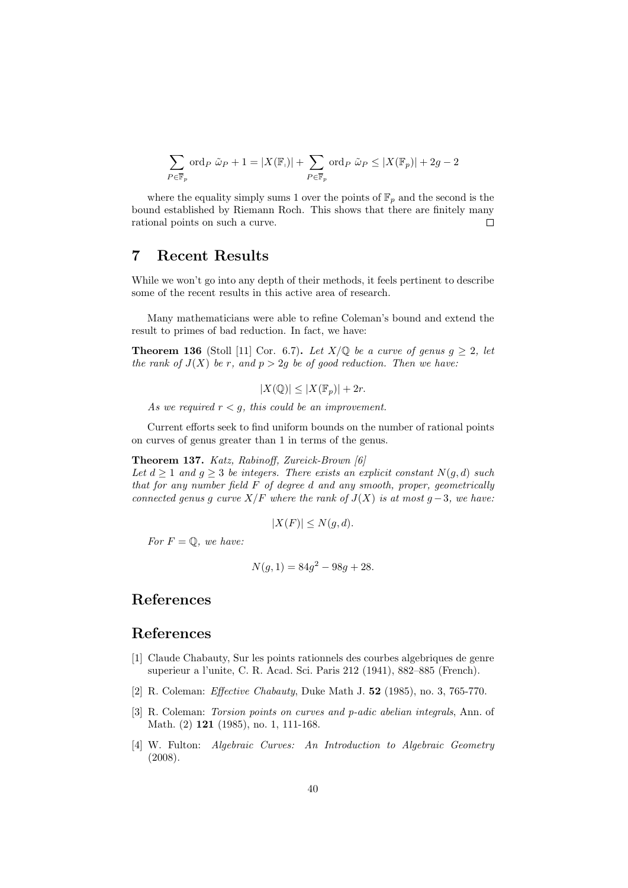$$\sum_{P \in \mathbb{F}_p} \operatorname{ord}_P \tilde{\omega}_P + 1 = |X(\mathbb{F}_{\iota})| + \sum_{P \in \mathbb{F}_p} \operatorname{ord}_P \tilde{\omega}_P \leq |X(\mathbb{F}_p)| + 2g - 2$$

where the equality simply sums 1 over the points of $\mathbb{F}_p$ and the second is the bound established by Riemann Roch. This shows that there are finitely many rational points on such a curve. □

## 7 Recent Results

While we won't go into any depth of their methods, it feels pertinent to describe some of the recent results in this active area of research.

Many mathematicians were able to refine Coleman's bound and extend the result to primes of bad reduction. In fact, we have:

**Theorem 136** (Stoll [11] Cor. 6.7)**.** *Let $X/\mathbb{Q}$ be a curve of genus $g \geq 2$, let the rank of $J(X)$ be $r$, and $p > 2g$ be of good reduction. Then we have:*

$$|X(\mathbb{Q})| \leq |X(\mathbb{F}_p)| + 2r.$$

*As we required $r < g$, this could be an improvement.*

Current efforts seek to find uniform bounds on the number of rational points on curves of genus greater than 1 in terms of the genus.

**Theorem 137.** *Katz, Rabinoff, Zureick-Brown [6]*
*Let $d \geq 1$ and $g \geq 3$ be integers. There exists an explicit constant $N(g, d)$ such that for any number field $F$ of degree $d$ and any smooth, proper, geometrically connected genus $g$ curve $X/F$ where the rank of $J(X)$ is at most $g-3$, we have:*

$$|X(F)| \leq N(g, d).$$

*For $F = \mathbb{Q}$, we have:*

$$N(g, 1) = 84g^2 - 98g + 28.$$

## References

## References

[1] Claude Chabauty, Sur les points rationnels des courbes algebriques de genre superieur a l'unite, C. R. Acad. Sci. Paris 212 (1941), 882–885 (French).

[2] R. Coleman: *Effective Chabauty*, Duke Math J. **52** (1985), no. 3, 765-770.

[3] R. Coleman: *Torsion points on curves and p-adic abelian integrals*, Ann. of Math. (2) **121** (1985), no. 1, 111-168.

[4] W. Fulton: *Algebraic Curves: An Introduction to Algebraic Geometry* (2008).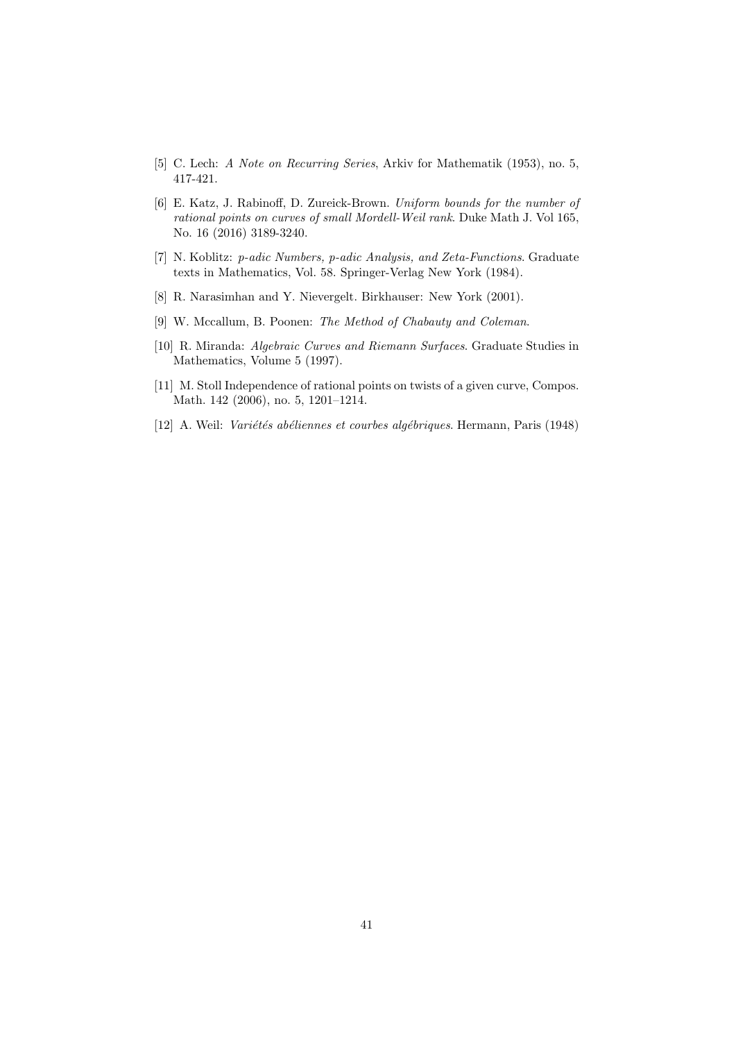[5] C. Lech: *A Note on Recurring Series*, Arkiv for Mathematik (1953), no. 5, 417-421.

[6] E. Katz, J. Rabinoff, D. Zureick-Brown. *Uniform bounds for the number of rational points on curves of small Mordell-Weil rank*. Duke Math J. Vol 165, No. 16 (2016) 3189-3240.

[7] N. Koblitz: *p-adic Numbers, p-adic Analysis, and Zeta-Functions*. Graduate texts in Mathematics, Vol. 58. Springer-Verlag New York (1984).

[8] R. Narasimhan and Y. Nievergelt. Birkhauser: New York (2001).

[9] W. Mccallum, B. Poonen: *The Method of Chabauty and Coleman*.

[10] R. Miranda: *Algebraic Curves and Riemann Surfaces*. Graduate Studies in Mathematics, Volume 5 (1997).

[11] M. Stoll Independence of rational points on twists of a given curve, Compos. Math. 142 (2006), no. 5, 1201–1214.

[12] A. Weil: *Variétés abéliennes et courbes algébriques*. Hermann, Paris (1948)